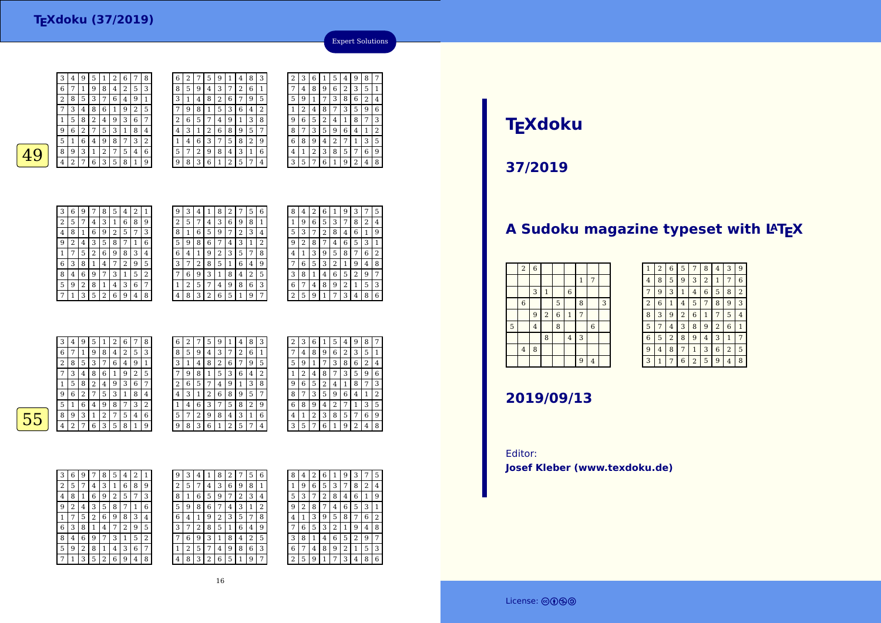Expert Solutions

49

| 3 | 4 | 9 | 5 | 1 | 2 | 6 | 7 | 8 |
|---|---|---|---|---|---|---|---|---|
| 6 | 7 | 1 | 9 | 8 | 4 | 2 | 5 | 3 |
| 2 | 8 | 5 | 3 | 7 | 6 | 4 | 9 | 1 |
| 7 | 3 | 4 | 8 | 6 | 1 | 9 | 2 | 5 |
| 1 | 5 | 8 | 2 | 4 | 9 | 3 | 6 | 7 |
| 9 | 6 | 2 | 7 | 5 | 3 | 1 | 8 | 4 |
| 5 | 1 | 6 | 4 | 9 | 8 | 7 | 3 | 2 |
| 8 | 9 | 3 | 1 | 2 | 7 | 5 | 4 | 6 |
| 4 | 2 | 7 | 6 | 3 | 5 | 8 | 1 | 9 |

| 6 | 2 | 7 | 5 | 9 | 1 | 4 | 8 | 3 |
|---|---|---|---|---|---|---|---|---|
| 8 | 5 | 9 | 4 | 3 | 7 | 2 | 6 | 1 |
| 3 | 1 | 4 | 8 | 2 | 6 | 7 | 9 | 5 |
| 7 | 9 | 8 | 1 | 5 | 3 | 6 | 4 | 2 |
| 2 | 6 | 5 | 7 | 4 | 9 | 1 | 3 | 8 |
| 4 | 3 | 1 | 2 | 6 | 8 | 9 | 5 | 7 |
| 1 | 4 | 6 | 3 | 7 | 5 | 8 | 2 | 9 |
| 5 | 7 | 2 | 9 | 8 | 4 | 3 | 1 | 6 |
| 9 | 8 | 3 | 6 | 1 | 2 | 5 | 7 | 4 |

| 2 | 3 | 6 | 1 | 5 | 4 | 9 | 8 | 7 |
|---|---|---|---|---|---|---|---|---|
| 7 | 4 | 8 | 9 | 6 | 2 | 3 | 5 | 1 |
| 5 | 9 | 1 | 7 | 3 | 8 | 6 | 2 | 4 |
| 1 | 2 | 4 | 8 | 7 | 3 | 5 | 9 | 6 |
| 9 | 6 | 5 | 2 | 4 | 1 | 8 | 7 | 3 |
| 8 | 7 | 3 | 5 | 9 | 6 | 4 | 1 | 2 |
| 6 | 8 | 9 | 4 | 2 | 7 | 1 | 3 | 5 |
| 4 | 1 | 2 | 3 | 8 | 5 | 7 | 6 | 9 |
| 3 | 5 | 7 | 6 | 1 | 9 | 2 | 4 | 8 |

| 3 | 6 | 9 | 7 | 8 | 5 | 4 | 2 | 1 |
|---|---|---|---|---|---|---|---|---|
| 2 | 5 | 7 | 4 | 3 | 1 | 6 | 8 | 9 |
| 4 | 8 | 1 | 6 | 9 | 2 | 5 | 7 | 3 |
| 9 | 2 | 4 | 3 | 5 | 8 | 7 | 1 | 6 |
| 1 | 7 | 5 | 2 | 6 | 9 | 8 | 3 | 4 |
| 6 | 3 | 8 | 1 | 4 | 7 | 2 | 9 | 5 |
| 8 | 4 | 6 | 9 | 7 | 3 | 1 | 5 | 2 |
| 5 | 9 | 2 | 8 | 1 | 4 | 3 | 6 | 7 |
| 7 | 1 | 3 | 5 | 2 | 6 | 9 | 4 | 8 |

| 9 | 3 | 4 | 1 | 8 | 2 | 7 | 5 | 6 |
|---|---|---|---|---|---|---|---|---|
| 2 | 5 | 7 | 4 | 3 | 6 | 9 | 8 | 1 |
| 8 | 1 | 6 | 5 | 9 | 7 | 2 | 3 | 4 |
| 5 | 9 | 8 | 6 | 7 | 4 | 3 | 1 | 2 |
| 6 | 4 | 1 | 9 | 2 | 3 | 5 | 7 | 8 |
| 3 | 7 | 2 | 8 | 5 | 1 | 6 | 4 | 9 |
| 7 | 6 | 9 | 3 | 1 | 8 | 4 | 2 | 5 |
| 1 | 2 | 5 | 7 | 4 | 9 | 8 | 6 | 3 |
| 4 | 8 | 3 | 2 | 6 | 5 | 1 | 9 | 7 |

| 8 | 4 | 2 | 6 | 1 | 9 | 3 | 7 | 5 |
|---|---|---|---|---|---|---|---|---|
| 1 | 9 | 6 | 5 | 3 | 7 | 8 | 2 | 4 |
| 5 | 3 | 7 | 2 | 8 | 4 | 6 | 1 | 9 |
| 9 | 2 | 8 | 7 | 4 | 6 | 5 | 3 | 1 |
| 4 | 1 | 3 | 9 | 5 | 8 | 7 | 6 | 2 |
| 7 | 6 | 5 | 3 | 2 | 1 | 9 | 4 | 8 |
| 3 | 8 | 1 | 4 | 6 | 5 | 2 | 9 | 7 |
| 6 | 7 | 4 | 8 | 9 | 2 | 1 | 5 | 3 |
| 2 | 5 | 9 | 1 | 7 | 3 | 4 | 8 | 6 |

55

| 3 | 4 | 9 | 5 | 1 | 2 | 6 | 7 | 8 |
|---|---|---|---|---|---|---|---|---|
| 6 | 7 | 1 | 9 | 8 | 4 | 2 | 5 | 3 |
| 2 | 8 | 5 | 3 | 7 | 6 | 4 | 9 | 1 |
| 7 | 3 | 4 | 8 | 6 | 1 | 9 | 2 | 5 |
| 1 | 5 | 8 | 2 | 4 | 9 | 3 | 6 | 7 |
| 9 | 6 | 2 | 7 | 5 | 3 | 1 | 8 | 4 |
| 5 | 1 | 6 | 4 | 9 | 8 | 7 | 3 | 2 |
| 8 | 9 | 3 | 1 | 2 | 7 | 5 | 4 | 6 |
| 4 | 2 | 7 | 6 | 3 | 5 | 8 | 1 | 9 |

| 6 | 2 | 7 | 5 | 9 | 1 | 4 | 8 | 3 |
|---|---|---|---|---|---|---|---|---|
| 8 | 5 | 9 | 4 | 3 | 7 | 2 | 6 | 1 |
| 3 | 1 | 4 | 8 | 2 | 6 | 7 | 9 | 5 |
| 7 | 9 | 8 | 1 | 5 | 3 | 6 | 4 | 2 |
| 2 | 6 | 5 | 7 | 4 | 9 | 1 | 3 | 8 |
| 4 | 3 | 1 | 2 | 6 | 8 | 9 | 5 | 7 |
| 1 | 4 | 6 | 3 | 7 | 5 | 8 | 2 | 9 |
| 5 | 7 | 2 | 9 | 8 | 4 | 3 | 1 | 6 |
| 9 | 8 | 3 | 6 | 1 | 2 | 5 | 7 | 4 |

| 2 | 3 | 6 | 1 | 5 | 4 | 9 | 8 | 7 |
|---|---|---|---|---|---|---|---|---|
| 7 | 4 | 8 | 9 | 6 | 2 | 3 | 5 | 1 |
| 5 | 9 | 1 | 7 | 3 | 8 | 6 | 2 | 4 |
| 1 | 2 | 4 | 8 | 7 | 3 | 5 | 9 | 6 |
| 9 | 6 | 5 | 2 | 4 | 1 | 8 | 7 | 3 |
| 8 | 7 | 3 | 5 | 9 | 6 | 4 | 1 | 2 |
| 6 | 8 | 9 | 4 | 2 | 7 | 1 | 3 | 5 |
| 4 | 1 | 2 | 3 | 8 | 5 | 7 | 6 | 9 |
| 3 | 5 | 7 | 6 | 1 | 9 | 2 | 4 | 8 |

| 3 | 6 | 9 | 7 | 8 | 5 | 4 | 2 | 1 |
|---|---|---|---|---|---|---|---|---|
| 2 | 5 | 7 | 4 | 3 | 1 | 6 | 8 | 9 |
| 4 | 8 | 1 | 6 | 9 | 2 | 5 | 7 | 3 |
| 9 | 2 | 4 | 3 | 5 | 8 | 7 | 1 | 6 |
| 1 | 7 | 5 | 2 | 6 | 9 | 8 | 3 | 4 |
| 6 | 3 | 8 | 1 | 4 | 7 | 2 | 9 | 5 |
| 8 | 4 | 6 | 9 | 7 | 3 | 1 | 5 | 2 |
| 5 | 9 | 2 | 8 | 1 | 4 | 3 | 6 | 7 |
| 7 | 1 | 3 | 5 | 2 | 6 | 9 | 4 | 8 |

| 9 | 3 | 4 | 1 | 8 | 2 | 7 | 5 | 6 |
|---|---|---|---|---|---|---|---|---|
| 2 | 5 | 7 | 4 | 3 | 6 | 9 | 8 | 1 |
| 8 | 1 | 6 | 5 | 9 | 7 | 2 | 3 | 4 |
| 5 | 9 | 8 | 6 | 7 | 4 | 3 | 1 | 2 |
| 6 | 4 | 1 | 9 | 2 | 3 | 5 | 7 | 8 |
| 3 | 7 | 2 | 8 | 5 | 1 | 6 | 4 | 9 |
| 7 | 6 | 9 | 3 | 1 | 8 | 4 | 2 | 5 |
| 1 | 2 | 5 | 7 | 4 | 9 | 8 | 6 | 3 |
| 4 | 8 | 3 | 2 | 6 | 5 | 1 | 9 | 7 |

| 8 | 4 | 2 | 6 | 1 | 9 | 3 | 7 | 5 |
|---|---|---|---|---|---|---|---|---|
| 1 | 9 | 6 | 5 | 3 | 7 | 8 | 2 | 4 |
| 5 | 3 | 7 | 2 | 8 | 4 | 6 | 1 | 9 |
| 9 | 2 | 8 | 7 | 4 | 6 | 5 | 3 | 1 |
| 4 | 1 | 3 | 9 | 5 | 8 | 7 | 6 | 2 |
| 7 | 6 | 5 | 3 | 2 | 1 | 9 | 4 | 8 |
| 3 | 8 | 1 | 4 | 6 | 5 | 2 | 9 | 7 |
| 6 | 7 | 4 | 8 | 9 | 2 | 1 | 5 | 3 |
| 2 | 5 | 9 | 1 | 7 | 3 | 4 | 8 | 6 |

# TEXdoku

## 37/2019

## A Sudoku magazine typeset with LATEX

|   | 2 | 6 |   |   |   |   |   |   |
|---|---|---|---|---|---|---|---|---|
|   |   |   |   |   |   | 1 | 7 |   |
|   |   | 3 | 1 |   | 6 |   |   |   |
|   | 6 |   |   | 5 |   | 8 |   | 3 |
|   |   | 9 | 2 | 6 | 1 | 7 |   |   |
| 5 |   | 4 |   | 8 |   |   | 6 |   |
|   |   |   | 8 |   | 4 | 3 |   |   |
|   | 4 | 8 |   |   |   |   |   |   |
|   |   |   |   |   |   | 9 | 4 |   |

| 1 | 2 | 6 | 5 | 7 | 8 | 4 | 3 | 9 |
|---|---|---|---|---|---|---|---|---|
| 4 | 8 | 5 | 9 | 3 | 2 | 1 | 7 | 6 |
| 7 | 9 | 3 | 1 | 4 | 6 | 5 | 8 | 2 |
| 2 | 6 | 1 | 4 | 5 | 7 | 8 | 9 | 3 |
| 8 | 3 | 9 | 2 | 6 | 1 | 7 | 5 | 4 |
| 5 | 7 | 4 | 3 | 8 | 9 | 2 | 6 | 1 |
| 6 | 5 | 2 | 8 | 9 | 4 | 3 | 1 | 7 |
| 9 | 4 | 8 | 7 | 1 | 3 | 6 | 2 | 5 |
| 3 | 1 | 7 | 6 | 2 | 5 | 9 | 4 | 8 |

## 2019/09/13

Editor:
**Josef Kleber (www.texdoku.de)**

License: cc by nc sa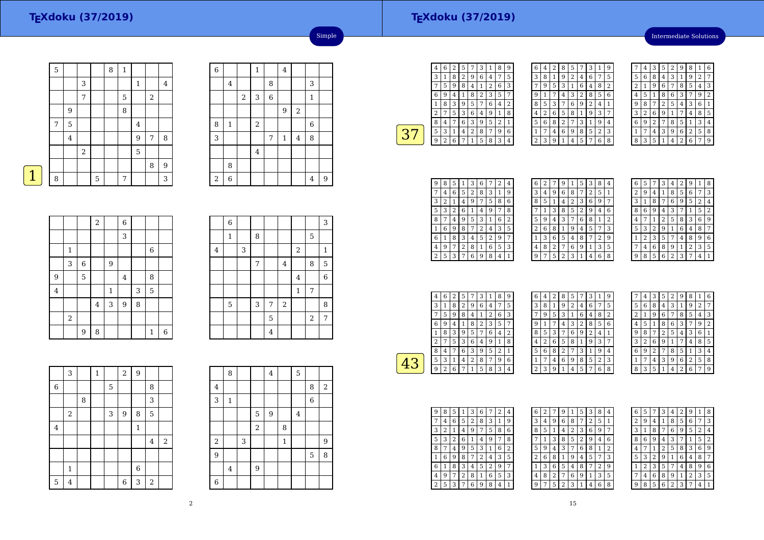# TEXdoku (37/2019)

Simple

## 1

|   |   |   |   |   |   |   |   |   |
|---|---|---|---|---|---|---|---|---|
| 5 |   |   |   | 8 | 1 |   |   |   |
|   |   | 3 |   |   |   | 1 |   | 4 |
|   |   | 7 |   |   | 5 |   | 2 |   |
|   | 9 |   |   |   | 8 |   |   |   |
| 7 | 5 |   |   |   |   | 4 |   |   |
|   | 4 |   |   |   |   | 9 | 7 | 8 |
|   |   | 2 |   |   |   | 5 |   |   |
|   |   |   |   |   |   |   | 8 | 9 |
| 8 |   |   | 5 |   | 7 |   |   | 3 |

|   |   |   |   |   |   |   |   |   |
|---|---|---|---|---|---|---|---|---|
| 6 |   |   | 1 |   | 4 |   |   |   |
|   | 4 |   |   | 8 |   |   | 3 |   |
|   |   | 2 | 3 | 6 |   |   | 1 |   |
|   |   |   |   |   | 9 | 2 |   |   |
| 8 | 1 |   | 2 |   |   |   | 6 |   |
| 3 |   |   |   | 7 | 1 | 4 | 8 |   |
|   |   |   | 4 |   |   |   |   |   |
|   | 8 |   |   |   |   |   |   |   |
| 2 | 6 |   |   |   |   |   | 4 | 9 |

|   |   |   |   |   |   |   |   |   |
|---|---|---|---|---|---|---|---|---|
|   |   |   | 2 |   | 6 |   |   |   |
|   |   |   |   |   | 3 |   |   |   |
|   | 1 |   |   |   |   |   | 6 |   |
|   | 3 | 6 |   | 9 |   |   |   |   |
| 9 |   | 5 |   |   | 4 |   | 8 |   |
| 4 |   |   |   | 1 |   | 3 | 5 |   |
|   |   |   | 4 | 3 | 9 | 8 |   |   |
|   | 2 |   |   |   |   |   |   |   |
|   |   | 9 | 8 |   |   |   | 1 | 6 |

|   |   |   |   |   |   |   |   |   |
|---|---|---|---|---|---|---|---|---|
|   | 6 |   |   |   |   |   |   | 3 |
|   | 1 |   | 8 |   |   |   | 5 |   |
| 4 |   | 3 |   |   |   | 2 |   | 1 |
|   |   |   | 7 |   | 4 |   | 8 | 5 |
|   |   |   |   |   |   | 4 |   | 6 |
|   |   |   |   |   |   | 1 | 7 |   |
|   | 5 |   | 3 | 7 | 2 |   |   | 8 |
|   |   |   |   | 5 |   |   | 2 | 7 |
|   |   |   |   | 4 |   |   |   |   |

|   |   |   |   |   |   |   |   |   |
|---|---|---|---|---|---|---|---|---|
|   | 3 |   | 1 |   | 2 | 9 |   |   |
| 6 |   |   |   | 5 |   |   | 8 |   |
|   |   | 8 |   |   |   |   | 3 |   |
|   | 2 |   |   | 3 | 9 | 8 | 5 |   |
| 4 |   |   |   |   |   | 1 |   |   |
|   |   |   |   |   |   |   | 4 | 2 |
|   |   |   |   |   |   |   |   |   |
|   | 1 |   |   |   |   | 6 |   |   |
| 5 | 4 |   |   |   | 6 | 3 | 2 |   |

|   |   |   |   |   |   |   |   |   |
|---|---|---|---|---|---|---|---|---|
|   | 8 |   |   | 4 |   | 5 |   |   |
| 4 |   |   |   |   |   |   | 8 | 2 |
| 3 | 1 |   |   |   |   |   | 6 |   |
|   |   |   | 5 | 9 |   | 4 |   |   |
|   |   |   | 2 |   | 8 |   |   |   |
| 2 |   | 3 |   |   | 1 |   |   | 9 |
| 9 |   |   |   |   |   |   | 5 | 8 |
|   | 4 |   | 9 |   |   |   |   |   |
| 6 |   |   |   |   |   |   |   |   |

# TEXdoku (37/2019)

Intermediate Solutions

## 37

|   |   |   |   |   |   |   |   |   |
|---|---|---|---|---|---|---|---|---|
| 4 | 6 | 2 | 5 | 7 | 3 | 1 | 8 | 9 |
| 3 | 1 | 8 | 2 | 9 | 6 | 4 | 7 | 5 |
| 7 | 5 | 9 | 8 | 4 | 1 | 2 | 6 | 3 |
| 6 | 9 | 4 | 1 | 8 | 2 | 3 | 5 | 7 |
| 1 | 8 | 3 | 9 | 5 | 7 | 6 | 4 | 2 |
| 2 | 7 | 5 | 3 | 6 | 4 | 9 | 1 | 8 |
| 8 | 4 | 7 | 6 | 3 | 9 | 5 | 2 | 1 |
| 5 | 3 | 1 | 4 | 2 | 8 | 7 | 9 | 6 |
| 9 | 2 | 6 | 7 | 1 | 5 | 8 | 3 | 4 |

|   |   |   |   |   |   |   |   |   |
|---|---|---|---|---|---|---|---|---|
| 6 | 4 | 2 | 8 | 5 | 7 | 3 | 1 | 9 |
| 3 | 8 | 1 | 9 | 2 | 4 | 6 | 7 | 5 |
| 7 | 9 | 5 | 3 | 1 | 6 | 4 | 8 | 2 |
| 9 | 1 | 7 | 4 | 3 | 2 | 8 | 5 | 6 |
| 8 | 5 | 3 | 7 | 6 | 9 | 2 | 4 | 1 |
| 4 | 2 | 6 | 5 | 8 | 1 | 9 | 3 | 7 |
| 5 | 6 | 8 | 2 | 7 | 3 | 1 | 9 | 4 |
| 1 | 7 | 4 | 6 | 9 | 8 | 5 | 2 | 3 |
| 2 | 3 | 9 | 1 | 4 | 5 | 7 | 6 | 8 |

|   |   |   |   |   |   |   |   |   |
|---|---|---|---|---|---|---|---|---|
| 7 | 4 | 3 | 5 | 2 | 9 | 8 | 1 | 6 |
| 5 | 6 | 8 | 4 | 3 | 1 | 9 | 2 | 7 |
| 2 | 1 | 9 | 6 | 7 | 8 | 5 | 4 | 3 |
| 4 | 5 | 1 | 8 | 6 | 3 | 7 | 9 | 2 |
| 9 | 8 | 7 | 2 | 5 | 4 | 3 | 6 | 1 |
| 3 | 2 | 6 | 9 | 1 | 7 | 4 | 8 | 5 |
| 6 | 9 | 2 | 7 | 8 | 5 | 1 | 3 | 4 |
| 1 | 7 | 4 | 3 | 9 | 6 | 2 | 5 | 8 |
| 8 | 3 | 5 | 1 | 4 | 2 | 6 | 7 | 9 |

|   |   |   |   |   |   |   |   |   |
|---|---|---|---|---|---|---|---|---|
| 9 | 8 | 5 | 1 | 3 | 6 | 7 | 2 | 4 |
| 7 | 4 | 6 | 5 | 2 | 8 | 3 | 1 | 9 |
| 3 | 2 | 1 | 4 | 9 | 7 | 5 | 8 | 6 |
| 5 | 3 | 2 | 6 | 1 | 4 | 9 | 7 | 8 |
| 8 | 7 | 4 | 9 | 5 | 3 | 1 | 6 | 2 |
| 1 | 6 | 9 | 8 | 7 | 2 | 4 | 3 | 5 |
| 6 | 1 | 8 | 3 | 4 | 5 | 2 | 9 | 7 |
| 4 | 9 | 7 | 2 | 8 | 1 | 6 | 5 | 3 |
| 2 | 5 | 3 | 7 | 6 | 9 | 8 | 4 | 1 |

|   |   |   |   |   |   |   |   |   |
|---|---|---|---|---|---|---|---|---|
| 6 | 2 | 7 | 9 | 1 | 5 | 3 | 8 | 4 |
| 3 | 4 | 9 | 6 | 8 | 7 | 2 | 5 | 1 |
| 8 | 5 | 1 | 4 | 2 | 3 | 6 | 9 | 7 |
| 7 | 1 | 3 | 8 | 5 | 2 | 9 | 4 | 6 |
| 5 | 9 | 4 | 3 | 7 | 6 | 8 | 1 | 2 |
| 2 | 6 | 8 | 1 | 9 | 4 | 5 | 7 | 3 |
| 1 | 3 | 6 | 5 | 4 | 8 | 7 | 2 | 9 |
| 4 | 8 | 2 | 7 | 6 | 9 | 1 | 3 | 5 |
| 9 | 7 | 5 | 2 | 3 | 1 | 4 | 6 | 8 |

|   |   |   |   |   |   |   |   |   |
|---|---|---|---|---|---|---|---|---|
| 6 | 5 | 7 | 3 | 4 | 2 | 9 | 1 | 8 |
| 2 | 9 | 4 | 1 | 8 | 5 | 6 | 7 | 3 |
| 3 | 1 | 8 | 7 | 6 | 9 | 5 | 2 | 4 |
| 8 | 6 | 9 | 4 | 3 | 7 | 1 | 5 | 2 |
| 4 | 7 | 1 | 2 | 5 | 8 | 3 | 6 | 9 |
| 5 | 3 | 2 | 9 | 1 | 6 | 4 | 8 | 7 |
| 1 | 2 | 3 | 5 | 7 | 4 | 8 | 9 | 6 |
| 7 | 4 | 6 | 8 | 9 | 1 | 2 | 3 | 5 |
| 9 | 8 | 5 | 6 | 2 | 3 | 7 | 4 | 1 |

## 43

|   |   |   |   |   |   |   |   |   |
|---|---|---|---|---|---|---|---|---|
| 4 | 6 | 2 | 5 | 7 | 3 | 1 | 8 | 9 |
| 3 | 1 | 8 | 2 | 9 | 6 | 4 | 7 | 5 |
| 7 | 5 | 9 | 8 | 4 | 1 | 2 | 6 | 3 |
| 6 | 9 | 4 | 1 | 8 | 2 | 3 | 5 | 7 |
| 1 | 8 | 3 | 9 | 5 | 7 | 6 | 4 | 2 |
| 2 | 7 | 5 | 3 | 6 | 4 | 9 | 1 | 8 |
| 8 | 4 | 7 | 6 | 3 | 9 | 5 | 2 | 1 |
| 5 | 3 | 1 | 4 | 2 | 8 | 7 | 9 | 6 |
| 9 | 2 | 6 | 7 | 1 | 5 | 8 | 3 | 4 |

|   |   |   |   |   |   |   |   |   |
|---|---|---|---|---|---|---|---|---|
| 6 | 4 | 2 | 8 | 5 | 7 | 3 | 1 | 9 |
| 3 | 8 | 1 | 9 | 2 | 4 | 6 | 7 | 5 |
| 7 | 9 | 5 | 3 | 1 | 6 | 4 | 8 | 2 |
| 9 | 1 | 7 | 4 | 3 | 2 | 8 | 5 | 6 |
| 8 | 5 | 3 | 7 | 6 | 9 | 2 | 4 | 1 |
| 4 | 2 | 6 | 5 | 8 | 1 | 9 | 3 | 7 |
| 5 | 6 | 8 | 2 | 7 | 3 | 1 | 9 | 4 |
| 1 | 7 | 4 | 6 | 9 | 8 | 5 | 2 | 3 |
| 2 | 3 | 9 | 1 | 4 | 5 | 7 | 6 | 8 |

|   |   |   |   |   |   |   |   |   |
|---|---|---|---|---|---|---|---|---|
| 7 | 4 | 3 | 5 | 2 | 9 | 8 | 1 | 6 |
| 5 | 6 | 8 | 4 | 3 | 1 | 9 | 2 | 7 |
| 2 | 1 | 9 | 6 | 7 | 8 | 5 | 4 | 3 |
| 4 | 5 | 1 | 8 | 6 | 3 | 7 | 9 | 2 |
| 9 | 8 | 7 | 2 | 5 | 4 | 3 | 6 | 1 |
| 3 | 2 | 6 | 9 | 1 | 7 | 4 | 8 | 5 |
| 6 | 9 | 2 | 7 | 8 | 5 | 1 | 3 | 4 |
| 1 | 7 | 4 | 3 | 9 | 6 | 2 | 5 | 8 |
| 8 | 3 | 5 | 1 | 4 | 2 | 6 | 7 | 9 |

|   |   |   |   |   |   |   |   |   |
|---|---|---|---|---|---|---|---|---|
| 9 | 8 | 5 | 1 | 3 | 6 | 7 | 2 | 4 |
| 7 | 4 | 6 | 5 | 2 | 8 | 3 | 1 | 9 |
| 3 | 2 | 1 | 4 | 9 | 7 | 5 | 8 | 6 |
| 5 | 3 | 2 | 6 | 1 | 4 | 9 | 7 | 8 |
| 8 | 7 | 4 | 9 | 5 | 3 | 1 | 6 | 2 |
| 1 | 6 | 9 | 8 | 7 | 2 | 4 | 3 | 5 |
| 6 | 1 | 8 | 3 | 4 | 5 | 2 | 9 | 7 |
| 4 | 9 | 7 | 2 | 8 | 1 | 6 | 5 | 3 |
| 2 | 5 | 3 | 7 | 6 | 9 | 8 | 4 | 1 |

|   |   |   |   |   |   |   |   |   |
|---|---|---|---|---|---|---|---|---|
| 6 | 2 | 7 | 9 | 1 | 5 | 3 | 8 | 4 |
| 3 | 4 | 9 | 6 | 8 | 7 | 2 | 5 | 1 |
| 8 | 5 | 1 | 4 | 2 | 3 | 6 | 9 | 7 |
| 7 | 1 | 3 | 8 | 5 | 2 | 9 | 4 | 6 |
| 5 | 9 | 4 | 3 | 7 | 6 | 8 | 1 | 2 |
| 2 | 6 | 8 | 1 | 9 | 4 | 5 | 7 | 3 |
| 1 | 3 | 6 | 5 | 4 | 8 | 7 | 2 | 9 |
| 4 | 8 | 2 | 7 | 6 | 9 | 1 | 3 | 5 |
| 9 | 7 | 5 | 2 | 3 | 1 | 4 | 6 | 8 |

|   |   |   |   |   |   |   |   |   |
|---|---|---|---|---|---|---|---|---|
| 6 | 5 | 7 | 3 | 4 | 2 | 9 | 1 | 8 |
| 2 | 9 | 4 | 1 | 8 | 5 | 6 | 7 | 3 |
| 3 | 1 | 8 | 7 | 6 | 9 | 5 | 2 | 4 |
| 8 | 6 | 9 | 4 | 3 | 7 | 1 | 5 | 2 |
| 4 | 7 | 1 | 2 | 5 | 8 | 3 | 6 | 9 |
| 5 | 3 | 2 | 9 | 1 | 6 | 4 | 8 | 7 |
| 1 | 2 | 3 | 5 | 7 | 4 | 8 | 9 | 6 |
| 7 | 4 | 6 | 8 | 9 | 1 | 2 | 3 | 5 |
| 9 | 8 | 5 | 6 | 2 | 3 | 7 | 4 | 1 |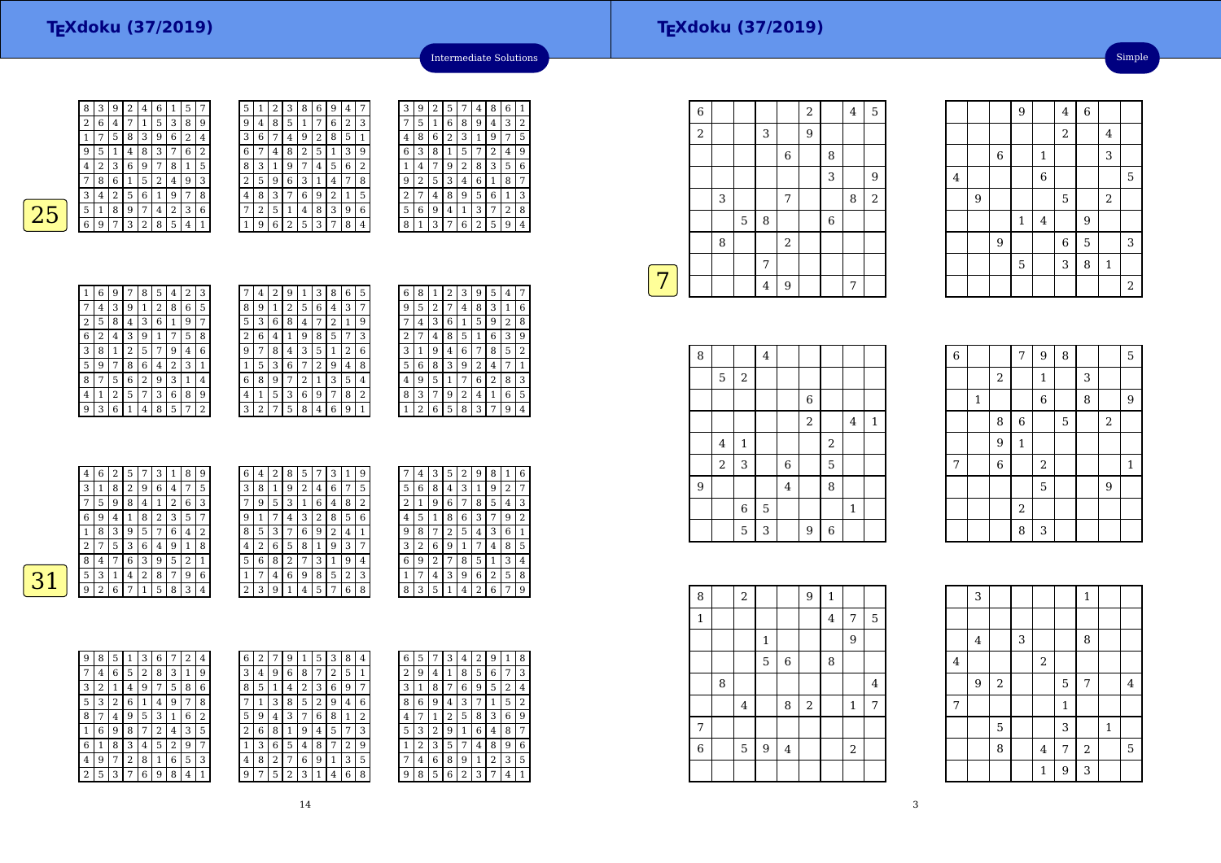## Intermediate Solutions

**25**

| 8 | 3 | 9 | 2 | 4 | 6 | 1 | 5 | 7 |
|---|---|---|---|---|---|---|---|---|
| 2 | 6 | 4 | 7 | 1 | 5 | 3 | 8 | 9 |
| 1 | 7 | 5 | 8 | 3 | 9 | 6 | 2 | 4 |
| 9 | 5 | 1 | 4 | 8 | 3 | 7 | 6 | 2 |
| 4 | 2 | 3 | 6 | 9 | 7 | 8 | 1 | 5 |
| 7 | 8 | 6 | 1 | 5 | 2 | 4 | 9 | 3 |
| 3 | 4 | 2 | 5 | 6 | 1 | 9 | 7 | 8 |
| 5 | 1 | 8 | 9 | 7 | 4 | 2 | 3 | 6 |
| 6 | 9 | 7 | 3 | 2 | 8 | 5 | 4 | 1 |

| 5 | 1 | 2 | 3 | 8 | 6 | 9 | 4 | 7 |
|---|---|---|---|---|---|---|---|---|
| 9 | 4 | 8 | 5 | 1 | 7 | 6 | 2 | 3 |
| 3 | 6 | 7 | 4 | 9 | 2 | 8 | 5 | 1 |
| 6 | 7 | 4 | 8 | 2 | 5 | 1 | 3 | 9 |
| 8 | 3 | 1 | 9 | 7 | 4 | 5 | 6 | 2 |
| 2 | 5 | 9 | 6 | 3 | 1 | 4 | 7 | 8 |
| 4 | 8 | 3 | 7 | 6 | 9 | 2 | 1 | 5 |
| 7 | 2 | 5 | 1 | 4 | 8 | 3 | 9 | 6 |
| 1 | 9 | 6 | 2 | 5 | 3 | 7 | 8 | 4 |

| 3 | 9 | 2 | 5 | 7 | 4 | 8 | 6 | 1 |
|---|---|---|---|---|---|---|---|---|
| 7 | 5 | 1 | 6 | 8 | 9 | 4 | 3 | 2 |
| 4 | 8 | 6 | 2 | 3 | 1 | 9 | 7 | 5 |
| 6 | 3 | 8 | 1 | 5 | 7 | 2 | 4 | 9 |
| 1 | 4 | 7 | 9 | 2 | 8 | 3 | 5 | 6 |
| 9 | 2 | 5 | 3 | 4 | 6 | 1 | 8 | 7 |
| 2 | 7 | 4 | 8 | 9 | 5 | 6 | 1 | 3 |
| 5 | 6 | 9 | 4 | 1 | 3 | 7 | 2 | 8 |
| 8 | 1 | 3 | 7 | 6 | 2 | 5 | 9 | 4 |

| 1 | 6 | 9 | 7 | 8 | 5 | 4 | 2 | 3 |
|---|---|---|---|---|---|---|---|---|
| 7 | 4 | 3 | 9 | 1 | 2 | 8 | 6 | 5 |
| 2 | 5 | 8 | 4 | 3 | 6 | 1 | 9 | 7 |
| 6 | 2 | 4 | 3 | 9 | 1 | 7 | 5 | 8 |
| 3 | 8 | 1 | 2 | 5 | 7 | 9 | 4 | 6 |
| 5 | 9 | 7 | 8 | 6 | 4 | 2 | 3 | 1 |
| 8 | 7 | 5 | 6 | 2 | 9 | 3 | 1 | 4 |
| 4 | 1 | 2 | 5 | 7 | 3 | 6 | 8 | 9 |
| 9 | 3 | 6 | 1 | 4 | 8 | 5 | 7 | 2 |

| 7 | 4 | 2 | 9 | 1 | 3 | 8 | 6 | 5 |
|---|---|---|---|---|---|---|---|---|
| 8 | 9 | 1 | 2 | 5 | 6 | 4 | 3 | 7 |
| 5 | 3 | 6 | 8 | 4 | 7 | 2 | 1 | 9 |
| 2 | 6 | 4 | 1 | 9 | 8 | 5 | 7 | 3 |
| 9 | 7 | 8 | 4 | 3 | 5 | 1 | 2 | 6 |
| 1 | 5 | 3 | 6 | 7 | 2 | 9 | 4 | 8 |
| 6 | 8 | 9 | 7 | 2 | 1 | 3 | 5 | 4 |
| 4 | 1 | 5 | 3 | 6 | 9 | 7 | 8 | 2 |
| 3 | 2 | 7 | 5 | 8 | 4 | 6 | 9 | 1 |

| 6 | 8 | 1 | 2 | 3 | 9 | 5 | 4 | 7 |
|---|---|---|---|---|---|---|---|---|
| 9 | 5 | 2 | 7 | 4 | 8 | 3 | 1 | 6 |
| 7 | 4 | 3 | 6 | 1 | 5 | 9 | 2 | 8 |
| 2 | 7 | 4 | 8 | 5 | 1 | 6 | 3 | 9 |
| 3 | 1 | 9 | 4 | 6 | 7 | 8 | 5 | 2 |
| 5 | 6 | 8 | 3 | 9 | 2 | 4 | 7 | 1 |
| 4 | 9 | 5 | 1 | 7 | 6 | 2 | 8 | 3 |
| 8 | 3 | 7 | 9 | 2 | 4 | 1 | 6 | 5 |
| 1 | 2 | 6 | 5 | 8 | 3 | 7 | 9 | 4 |

**31**

| 4 | 6 | 2 | 5 | 7 | 3 | 1 | 8 | 9 |
|---|---|---|---|---|---|---|---|---|
| 3 | 1 | 8 | 2 | 9 | 6 | 4 | 7 | 5 |
| 7 | 5 | 9 | 8 | 4 | 1 | 2 | 6 | 3 |
| 6 | 9 | 4 | 1 | 8 | 2 | 3 | 5 | 7 |
| 1 | 8 | 3 | 9 | 5 | 7 | 6 | 4 | 2 |
| 2 | 7 | 5 | 3 | 6 | 4 | 9 | 1 | 8 |
| 8 | 4 | 7 | 6 | 3 | 9 | 5 | 2 | 1 |
| 5 | 3 | 1 | 4 | 2 | 8 | 7 | 9 | 6 |
| 9 | 2 | 6 | 7 | 1 | 5 | 8 | 3 | 4 |

| 6 | 4 | 2 | 8 | 5 | 7 | 3 | 1 | 9 |
|---|---|---|---|---|---|---|---|---|
| 3 | 8 | 1 | 9 | 2 | 4 | 6 | 7 | 5 |
| 7 | 9 | 5 | 3 | 1 | 6 | 4 | 8 | 2 |
| 9 | 1 | 7 | 4 | 3 | 2 | 8 | 5 | 6 |
| 8 | 5 | 3 | 7 | 6 | 9 | 2 | 4 | 1 |
| 4 | 2 | 6 | 5 | 8 | 1 | 9 | 3 | 7 |
| 5 | 6 | 8 | 2 | 7 | 3 | 1 | 9 | 4 |
| 1 | 7 | 4 | 6 | 9 | 8 | 5 | 2 | 3 |
| 2 | 3 | 9 | 1 | 4 | 5 | 7 | 6 | 8 |

| 7 | 4 | 3 | 5 | 2 | 9 | 8 | 1 | 6 |
|---|---|---|---|---|---|---|---|---|
| 5 | 6 | 8 | 4 | 3 | 1 | 9 | 2 | 7 |
| 2 | 1 | 9 | 6 | 7 | 8 | 5 | 4 | 3 |
| 4 | 5 | 1 | 8 | 6 | 3 | 7 | 9 | 2 |
| 9 | 8 | 7 | 2 | 5 | 4 | 3 | 6 | 1 |
| 3 | 2 | 6 | 9 | 1 | 7 | 4 | 8 | 5 |
| 6 | 9 | 2 | 7 | 8 | 5 | 1 | 3 | 4 |
| 1 | 7 | 4 | 3 | 9 | 6 | 2 | 5 | 8 |
| 8 | 3 | 5 | 1 | 4 | 2 | 6 | 7 | 9 |

| 9 | 8 | 5 | 1 | 3 | 6 | 7 | 2 | 4 |
|---|---|---|---|---|---|---|---|---|
| 7 | 4 | 6 | 5 | 2 | 8 | 3 | 1 | 9 |
| 3 | 2 | 1 | 4 | 9 | 7 | 5 | 8 | 6 |
| 5 | 3 | 2 | 6 | 1 | 4 | 9 | 7 | 8 |
| 8 | 7 | 4 | 9 | 5 | 3 | 1 | 6 | 2 |
| 1 | 6 | 9 | 8 | 7 | 2 | 4 | 3 | 5 |
| 6 | 1 | 8 | 3 | 4 | 5 | 2 | 9 | 7 |
| 4 | 9 | 7 | 2 | 8 | 1 | 6 | 5 | 3 |
| 2 | 5 | 3 | 7 | 6 | 9 | 8 | 4 | 1 |

| 6 | 2 | 7 | 9 | 1 | 5 | 3 | 8 | 4 |
|---|---|---|---|---|---|---|---|---|
| 3 | 4 | 9 | 6 | 8 | 7 | 2 | 5 | 1 |
| 8 | 5 | 1 | 4 | 2 | 3 | 6 | 9 | 7 |
| 7 | 1 | 3 | 8 | 5 | 2 | 9 | 4 | 6 |
| 5 | 9 | 4 | 3 | 7 | 6 | 8 | 1 | 2 |
| 2 | 6 | 8 | 1 | 9 | 4 | 5 | 7 | 3 |
| 1 | 3 | 6 | 5 | 4 | 8 | 7 | 2 | 9 |
| 4 | 8 | 2 | 7 | 6 | 9 | 1 | 3 | 5 |
| 9 | 7 | 5 | 2 | 3 | 1 | 4 | 6 | 8 |

| 6 | 5 | 7 | 3 | 4 | 2 | 9 | 1 | 8 |
|---|---|---|---|---|---|---|---|---|
| 2 | 9 | 4 | 1 | 8 | 5 | 6 | 7 | 3 |
| 3 | 1 | 8 | 7 | 6 | 9 | 5 | 2 | 4 |
| 8 | 6 | 9 | 4 | 3 | 7 | 1 | 5 | 2 |
| 4 | 7 | 1 | 2 | 5 | 8 | 3 | 6 | 9 |
| 5 | 3 | 2 | 9 | 1 | 6 | 4 | 8 | 7 |
| 1 | 2 | 3 | 5 | 7 | 4 | 8 | 9 | 6 |
| 7 | 4 | 6 | 8 | 9 | 1 | 2 | 3 | 5 |
| 9 | 8 | 5 | 6 | 2 | 3 | 7 | 4 | 1 |

## Simple

**7**

| 6 |  |  |  |  | 2 |  | 4 | 5 |
|---|---|---|---|---|---|---|---|---|
| 2 |  |  | 3 |  | 9 |  |  |  |
|  |  |  |  | 6 |  | 8 |  |  |
|  |  |  |  |  |  | 3 |  | 9 |
|  | 3 |  |  | 7 |  |  | 8 | 2 |
|  |  | 5 | 8 |  |  | 6 |  |  |
|  | 8 |  |  | 2 |  |  |  |  |
|  |  |  | 7 |  |  |  |  |  |
|  |  |  | 4 | 9 |  |  | 7 |  |

|  |  |  | 9 |  | 4 | 6 |  |  |
|---|---|---|---|---|---|---|---|---|
|  |  |  |  |  | 2 |  | 4 |  |
|  |  | 6 |  | 1 |  |  | 3 |  |
| 4 |  |  |  | 6 |  |  |  | 5 |
|  | 9 |  |  |  | 5 |  | 2 |  |
|  |  |  | 1 | 4 |  | 9 |  |  |
|  |  | 9 |  |  | 6 | 5 |  | 3 |
|  |  |  | 5 |  | 3 | 8 | 1 |  |
|  |  |  |  |  |  |  |  | 2 |

| 8 |  |  | 4 |  |  |  |  |  |
|---|---|---|---|---|---|---|---|---|
|  | 5 | 2 |  |  |  |  |  |  |
|  |  |  |  |  | 6 |  |  |  |
|  |  |  |  |  | 2 |  | 4 | 1 |
|  | 4 | 1 |  |  |  | 2 |  |  |
|  | 2 | 3 |  | 6 |  | 5 |  |  |
| 9 |  |  |  | 4 |  | 8 |  |  |
|  |  | 6 | 5 |  |  |  | 1 |  |
|  |  | 5 | 3 |  | 9 | 6 |  |  |

| 6 |  |  | 7 | 9 | 8 |  |  | 5 |
|---|---|---|---|---|---|---|---|---|
|  |  | 2 |  | 1 |  | 3 |  |  |
|  | 1 |  |  | 6 |  | 8 |  | 9 |
|  |  | 8 | 6 |  | 5 |  | 2 |  |
|  |  | 9 | 1 |  |  |  |  |  |
| 7 |  | 6 |  | 2 |  |  |  | 1 |
|  |  |  |  | 5 |  |  | 9 |  |
|  |  |  | 2 |  |  |  |  |  |
|  |  |  | 8 | 3 |  |  |  |  |

| 8 |  | 2 |  |  | 9 | 1 |  |  |
|---|---|---|---|---|---|---|---|---|
| 1 |  |  |  |  |  | 4 | 7 | 5 |
|  |  |  | 1 |  |  |  | 9 |  |
|  |  |  | 5 | 6 |  | 8 |  |  |
|  | 8 |  |  |  |  |  |  | 4 |
|  |  | 4 |  | 8 | 2 |  | 1 | 7 |
| 7 |  |  |  |  |  |  |  |  |
| 6 |  | 5 | 9 | 4 |  |  | 2 |  |
|  |  |  |  |  |  |  |  |  |

|  | 3 |  |  |  |  | 1 |  |  |
|---|---|---|---|---|---|---|---|---|
|  |  |  |  |  |  |  |  |  |
|  | 4 |  | 3 |  |  | 8 |  |  |
| 4 |  |  |  | 2 |  |  |  |  |
|  | 9 | 2 |  |  | 5 | 7 |  | 4 |
| 7 |  |  |  |  | 1 |  |  |  |
|  |  | 5 |  |  | 3 |  | 1 |  |
|  |  | 8 |  | 4 | 7 | 2 |  | 5 |
|  |  |  |  | 1 | 9 | 3 |  |  |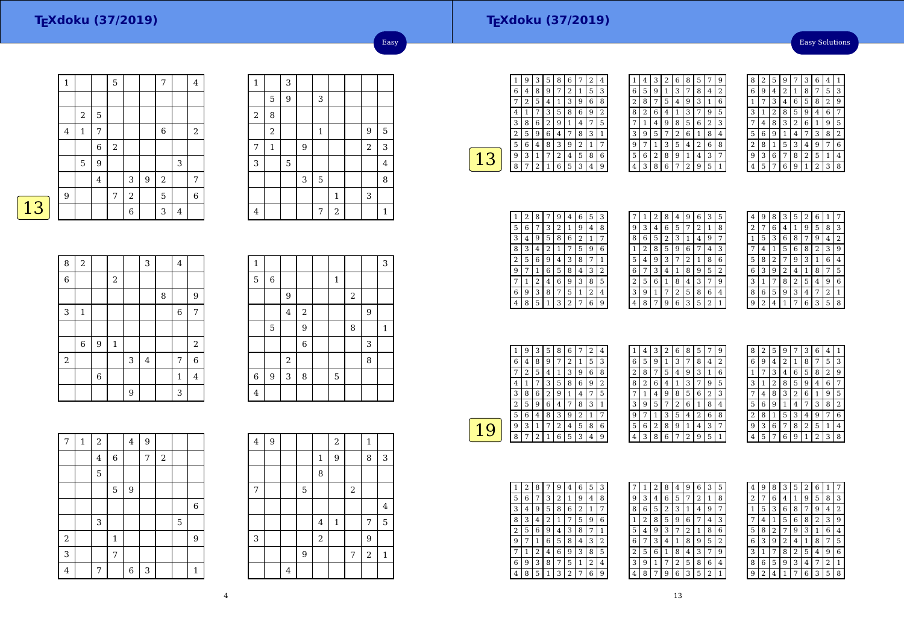# TEXdoku (37/2019)

Easy

13

| 1 | | | 5 | | | 7 | | 4 |
|---|---|---|---|---|---|---|---|---|
| | | | | | | | | |
| | 2 | 5 | | | | | | |
| 4 | 1 | 7 | | | | 6 | | 2 |
| | | 6 | 2 | | | | | |
| | 5 | 9 | | | | | 3 | |
| | | 4 | | 3 | 9 | 2 | | 7 |
| 9 | | | 7 | 2 | | 5 | | 6 |
| | | | | 6 | | 3 | 4 | |

| 1 | | 3 | | | | | | |
|---|---|---|---|---|---|---|---|---|
| | 5 | 9 | | 3 | | | | |
| 2 | 8 | | | | | | | |
| | 2 | | | 1 | | | 9 | 5 |
| 7 | 1 | | 9 | | | | 2 | 3 |
| 3 | | 5 | | | | | | 4 |
| | | | 3 | 5 | | | | 8 |
| | | | | | 1 | | 3 | |
| 4 | | | | 7 | 2 | | | 1 |

| 8 | 2 | | | | 3 | | 4 | |
|---|---|---|---|---|---|---|---|---|
| 6 | | | 2 | | | | | |
| | | | | | | 8 | | 9 |
| 3 | 1 | | | | | | 6 | 7 |
| | | | | | | | | |
| | 6 | 9 | 1 | | | | | 2 |
| 2 | | | | 3 | 4 | | 7 | 6 |
| | | 6 | | | | | 1 | 4 |
| | | | | 9 | | | 3 | |

| 1 | | | | | | | | 3 |
|---|---|---|---|---|---|---|---|---|
| 5 | 6 | | | | 1 | | | |
| | | 9 | | | | 2 | | |
| | | 4 | 2 | | | | 9 | |
| | 5 | | 9 | | | 8 | | 1 |
| | | | 6 | | | | 3 | |
| | | 2 | | | | | 8 | |
| 6 | 9 | 3 | 8 | | 5 | | | |
| 4 | | | | | | | | |

| 7 | 1 | 2 | | 4 | 9 | | | |
|---|---|---|---|---|---|---|---|---|
| | | 4 | 6 | | 7 | 2 | | |
| | | 5 | | | | | | |
| | | | 5 | 9 | | | | |
| | | | | | | | | 6 |
| | | 3 | | | | | 5 | |
| 2 | | | 1 | | | | | 9 |
| 3 | | | 7 | | | | | |
| 4 | | 7 | | 6 | 3 | | | 1 |

| 4 | 9 | | | | 2 | | 1 | |
|---|---|---|---|---|---|---|---|---|
| | | | | 1 | 9 | | 8 | 3 |
| | | | | 8 | | | | |
| 7 | | | 5 | | | 2 | | |
| | | | | | | | | 4 |
| | | | | 4 | 1 | | 7 | 5 |
| 3 | | | | 2 | | | 9 | |
| | | | 9 | | | 7 | 2 | 1 |
| | | 4 | | | | | | |

# TEXdoku (37/2019)

Easy Solutions

13

| 1 | 9 | 3 | 5 | 8 | 6 | 7 | 2 | 4 |
|---|---|---|---|---|---|---|---|---|
| 6 | 4 | 8 | 9 | 7 | 2 | 1 | 5 | 3 |
| 7 | 2 | 5 | 4 | 1 | 3 | 9 | 6 | 8 |
| 4 | 1 | 7 | 3 | 5 | 8 | 6 | 9 | 2 |
| 3 | 8 | 6 | 2 | 9 | 1 | 4 | 7 | 5 |
| 2 | 5 | 9 | 6 | 4 | 7 | 8 | 3 | 1 |
| 5 | 6 | 4 | 8 | 3 | 9 | 2 | 1 | 7 |
| 9 | 3 | 1 | 7 | 2 | 4 | 5 | 8 | 6 |
| 8 | 7 | 2 | 1 | 6 | 5 | 3 | 4 | 9 |

| 1 | 4 | 3 | 2 | 6 | 8 | 5 | 7 | 9 |
|---|---|---|---|---|---|---|---|---|
| 6 | 5 | 9 | 1 | 3 | 7 | 8 | 4 | 2 |
| 2 | 8 | 7 | 5 | 4 | 9 | 3 | 1 | 6 |
| 8 | 2 | 6 | 4 | 1 | 3 | 7 | 9 | 5 |
| 7 | 1 | 4 | 9 | 8 | 5 | 6 | 2 | 3 |
| 3 | 9 | 5 | 7 | 2 | 6 | 1 | 8 | 4 |
| 9 | 7 | 1 | 3 | 5 | 4 | 2 | 6 | 8 |
| 5 | 6 | 2 | 8 | 9 | 1 | 4 | 3 | 7 |
| 4 | 3 | 8 | 6 | 7 | 2 | 9 | 5 | 1 |

| 8 | 2 | 5 | 9 | 7 | 3 | 6 | 4 | 1 |
|---|---|---|---|---|---|---|---|---|
| 6 | 9 | 4 | 2 | 1 | 8 | 7 | 5 | 3 |
| 1 | 7 | 3 | 4 | 6 | 5 | 8 | 2 | 9 |
| 3 | 1 | 2 | 8 | 5 | 9 | 4 | 6 | 7 |
| 7 | 4 | 8 | 3 | 2 | 6 | 1 | 9 | 5 |
| 5 | 6 | 9 | 1 | 4 | 7 | 3 | 8 | 2 |
| 2 | 8 | 1 | 5 | 3 | 4 | 9 | 7 | 6 |
| 9 | 3 | 6 | 7 | 8 | 2 | 5 | 1 | 4 |
| 4 | 5 | 7 | 6 | 9 | 1 | 2 | 3 | 8 |

| 1 | 2 | 8 | 7 | 9 | 4 | 6 | 5 | 3 |
|---|---|---|---|---|---|---|---|---|
| 5 | 6 | 7 | 3 | 2 | 1 | 9 | 4 | 8 |
| 3 | 4 | 9 | 5 | 8 | 6 | 2 | 1 | 7 |
| 8 | 3 | 4 | 2 | 1 | 7 | 5 | 9 | 6 |
| 2 | 5 | 6 | 9 | 4 | 3 | 8 | 7 | 1 |
| 9 | 7 | 1 | 6 | 5 | 8 | 4 | 3 | 2 |
| 7 | 1 | 2 | 4 | 6 | 9 | 3 | 8 | 5 |
| 6 | 9 | 3 | 8 | 7 | 5 | 1 | 2 | 4 |
| 4 | 8 | 5 | 1 | 3 | 2 | 7 | 6 | 9 |

| 7 | 1 | 2 | 8 | 4 | 9 | 6 | 3 | 5 |
|---|---|---|---|---|---|---|---|---|
| 9 | 3 | 4 | 6 | 5 | 7 | 2 | 1 | 8 |
| 8 | 6 | 5 | 2 | 3 | 1 | 4 | 9 | 7 |
| 1 | 2 | 8 | 5 | 9 | 6 | 7 | 4 | 3 |
| 5 | 4 | 9 | 3 | 7 | 2 | 1 | 8 | 6 |
| 6 | 7 | 3 | 4 | 1 | 8 | 9 | 5 | 2 |
| 2 | 5 | 6 | 1 | 8 | 4 | 3 | 7 | 9 |
| 3 | 9 | 1 | 7 | 2 | 5 | 8 | 6 | 4 |
| 4 | 8 | 7 | 9 | 6 | 3 | 5 | 2 | 1 |

| 4 | 9 | 8 | 3 | 5 | 2 | 6 | 1 | 7 |
|---|---|---|---|---|---|---|---|---|
| 2 | 7 | 6 | 4 | 1 | 9 | 5 | 8 | 3 |
| 1 | 5 | 3 | 6 | 8 | 7 | 9 | 4 | 2 |
| 7 | 4 | 1 | 5 | 6 | 8 | 2 | 3 | 9 |
| 5 | 8 | 2 | 7 | 9 | 3 | 1 | 6 | 4 |
| 6 | 3 | 9 | 2 | 4 | 1 | 8 | 7 | 5 |
| 3 | 1 | 7 | 8 | 2 | 5 | 4 | 9 | 6 |
| 8 | 6 | 5 | 9 | 3 | 4 | 7 | 2 | 1 |
| 9 | 2 | 4 | 1 | 7 | 6 | 3 | 5 | 8 |

19

| 1 | 9 | 3 | 5 | 8 | 6 | 7 | 2 | 4 |
|---|---|---|---|---|---|---|---|---|
| 6 | 4 | 8 | 9 | 7 | 2 | 1 | 5 | 3 |
| 7 | 2 | 5 | 4 | 1 | 3 | 9 | 6 | 8 |
| 4 | 1 | 7 | 3 | 5 | 8 | 6 | 9 | 2 |
| 3 | 8 | 6 | 2 | 9 | 1 | 4 | 7 | 5 |
| 2 | 5 | 9 | 6 | 4 | 7 | 8 | 3 | 1 |
| 5 | 6 | 4 | 8 | 3 | 9 | 2 | 1 | 7 |
| 9 | 3 | 1 | 7 | 2 | 4 | 5 | 8 | 6 |
| 8 | 7 | 2 | 1 | 6 | 5 | 3 | 4 | 9 |

| 1 | 4 | 3 | 2 | 6 | 8 | 5 | 7 | 9 |
|---|---|---|---|---|---|---|---|---|
| 6 | 5 | 9 | 1 | 3 | 7 | 8 | 4 | 2 |
| 2 | 8 | 7 | 5 | 4 | 9 | 3 | 1 | 6 |
| 8 | 2 | 6 | 4 | 1 | 3 | 7 | 9 | 5 |
| 7 | 1 | 4 | 9 | 8 | 5 | 6 | 2 | 3 |
| 3 | 9 | 5 | 7 | 2 | 6 | 1 | 8 | 4 |
| 9 | 7 | 1 | 3 | 5 | 4 | 2 | 6 | 8 |
| 5 | 6 | 2 | 8 | 9 | 1 | 4 | 3 | 7 |
| 4 | 3 | 8 | 6 | 7 | 2 | 9 | 5 | 1 |

| 8 | 2 | 5 | 9 | 7 | 3 | 6 | 4 | 1 |
|---|---|---|---|---|---|---|---|---|
| 6 | 9 | 4 | 2 | 1 | 8 | 7 | 5 | 3 |
| 1 | 7 | 3 | 4 | 6 | 5 | 8 | 2 | 9 |
| 3 | 1 | 2 | 8 | 5 | 9 | 4 | 6 | 7 |
| 7 | 4 | 8 | 3 | 2 | 6 | 1 | 9 | 5 |
| 5 | 6 | 9 | 1 | 4 | 7 | 3 | 8 | 2 |
| 2 | 8 | 1 | 5 | 3 | 4 | 9 | 7 | 6 |
| 9 | 3 | 6 | 7 | 8 | 2 | 5 | 1 | 4 |
| 4 | 5 | 7 | 6 | 9 | 1 | 2 | 3 | 8 |

| 1 | 2 | 8 | 7 | 9 | 4 | 6 | 5 | 3 |
|---|---|---|---|---|---|---|---|---|
| 5 | 6 | 7 | 3 | 2 | 1 | 9 | 4 | 8 |
| 3 | 4 | 9 | 5 | 8 | 6 | 2 | 1 | 7 |
| 8 | 3 | 4 | 2 | 1 | 7 | 5 | 9 | 6 |
| 2 | 5 | 6 | 9 | 4 | 3 | 8 | 7 | 1 |
| 9 | 7 | 1 | 6 | 5 | 8 | 4 | 3 | 2 |
| 7 | 1 | 2 | 4 | 6 | 9 | 3 | 8 | 5 |
| 6 | 9 | 3 | 8 | 7 | 5 | 1 | 2 | 4 |
| 4 | 8 | 5 | 1 | 3 | 2 | 7 | 6 | 9 |

| 7 | 1 | 2 | 8 | 4 | 9 | 6 | 3 | 5 |
|---|---|---|---|---|---|---|---|---|
| 9 | 3 | 4 | 6 | 5 | 7 | 2 | 1 | 8 |
| 8 | 6 | 5 | 2 | 3 | 1 | 4 | 9 | 7 |
| 1 | 2 | 8 | 5 | 9 | 6 | 7 | 4 | 3 |
| 5 | 4 | 9 | 3 | 7 | 2 | 1 | 8 | 6 |
| 6 | 7 | 3 | 4 | 1 | 8 | 9 | 5 | 2 |
| 2 | 5 | 6 | 1 | 8 | 4 | 3 | 7 | 9 |
| 3 | 9 | 1 | 7 | 2 | 5 | 8 | 6 | 4 |
| 4 | 8 | 7 | 9 | 6 | 3 | 5 | 2 | 1 |

| 4 | 9 | 8 | 3 | 5 | 2 | 6 | 1 | 7 |
|---|---|---|---|---|---|---|---|---|
| 2 | 7 | 6 | 4 | 1 | 9 | 5 | 8 | 3 |
| 1 | 5 | 3 | 6 | 8 | 7 | 9 | 4 | 2 |
| 7 | 4 | 1 | 5 | 6 | 8 | 2 | 3 | 9 |
| 5 | 8 | 2 | 7 | 9 | 3 | 1 | 6 | 4 |
| 6 | 3 | 9 | 2 | 4 | 1 | 8 | 7 | 5 |
| 3 | 1 | 7 | 8 | 2 | 5 | 4 | 9 | 6 |
| 8 | 6 | 5 | 9 | 3 | 4 | 7 | 2 | 1 |
| 9 | 2 | 4 | 1 | 7 | 6 | 3 | 5 | 8 |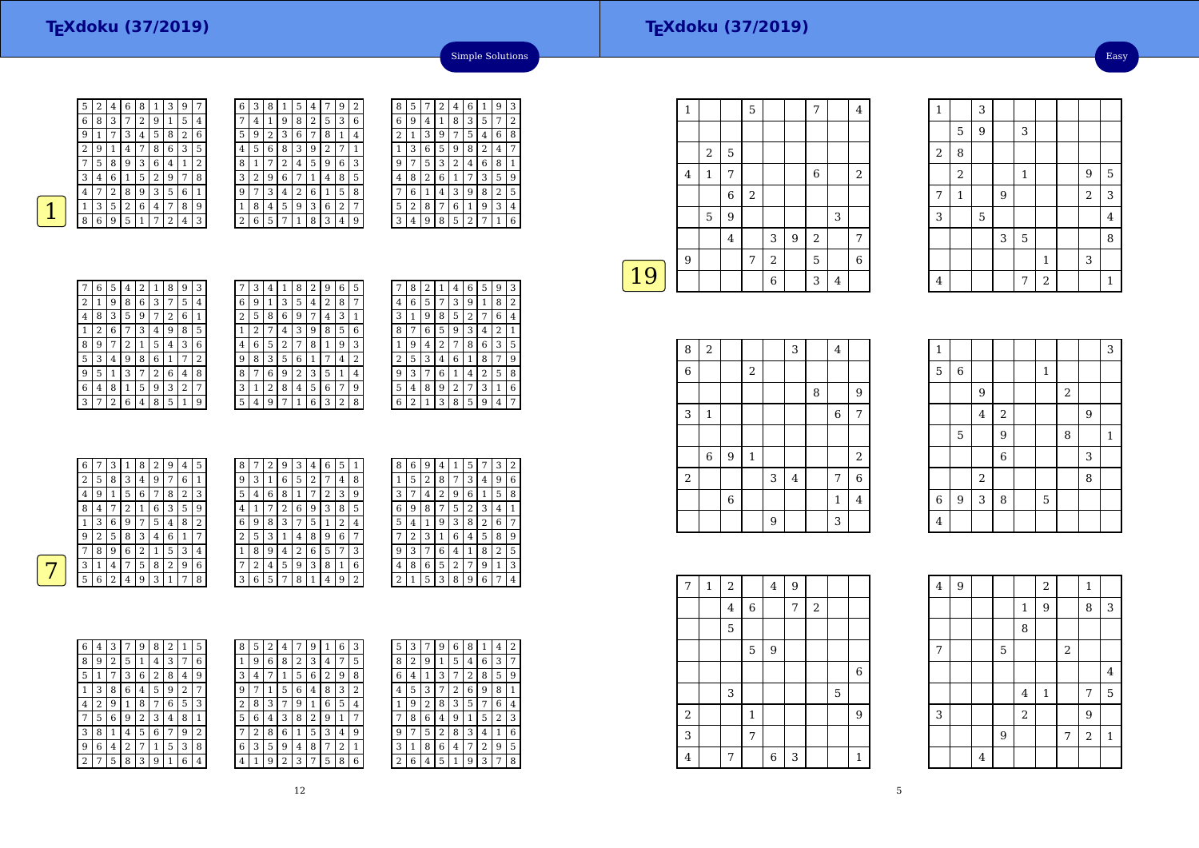## TEXdoku (37/2019)

Simple Solutions

**1**

| 5 | 2 | 4 | 6 | 8 | 1 | 3 | 9 | 7 |
|---|---|---|---|---|---|---|---|---|
| 6 | 8 | 3 | 7 | 2 | 9 | 1 | 5 | 4 |
| 9 | 1 | 7 | 3 | 4 | 5 | 8 | 2 | 6 |
| 2 | 9 | 1 | 4 | 7 | 8 | 6 | 3 | 5 |
| 7 | 5 | 8 | 9 | 3 | 6 | 4 | 1 | 2 |
| 3 | 4 | 6 | 1 | 5 | 2 | 9 | 7 | 8 |
| 4 | 7 | 2 | 8 | 9 | 3 | 5 | 6 | 1 |
| 1 | 3 | 5 | 2 | 6 | 4 | 7 | 8 | 9 |
| 8 | 6 | 9 | 5 | 1 | 7 | 2 | 4 | 3 |

| 6 | 3 | 8 | 1 | 5 | 4 | 7 | 9 | 2 |
|---|---|---|---|---|---|---|---|---|
| 7 | 4 | 1 | 9 | 8 | 2 | 5 | 3 | 6 |
| 5 | 9 | 2 | 3 | 6 | 7 | 8 | 1 | 4 |
| 4 | 5 | 6 | 8 | 3 | 9 | 2 | 7 | 1 |
| 8 | 1 | 7 | 2 | 4 | 5 | 9 | 6 | 3 |
| 3 | 2 | 9 | 6 | 7 | 1 | 4 | 8 | 5 |
| 9 | 7 | 3 | 4 | 2 | 6 | 1 | 5 | 8 |
| 1 | 8 | 4 | 5 | 9 | 3 | 6 | 2 | 7 |
| 2 | 6 | 5 | 7 | 1 | 8 | 3 | 4 | 9 |

| 8 | 5 | 7 | 2 | 4 | 6 | 1 | 9 | 3 |
|---|---|---|---|---|---|---|---|---|
| 6 | 9 | 4 | 1 | 8 | 3 | 5 | 7 | 2 |
| 2 | 1 | 3 | 9 | 7 | 5 | 4 | 6 | 8 |
| 1 | 3 | 6 | 5 | 9 | 8 | 2 | 4 | 7 |
| 9 | 7 | 5 | 3 | 2 | 4 | 6 | 8 | 1 |
| 4 | 8 | 2 | 6 | 1 | 7 | 3 | 5 | 9 |
| 7 | 6 | 1 | 4 | 3 | 9 | 8 | 2 | 5 |
| 5 | 2 | 8 | 7 | 6 | 1 | 9 | 3 | 4 |
| 3 | 4 | 9 | 8 | 5 | 2 | 7 | 1 | 6 |

| 7 | 6 | 5 | 4 | 2 | 1 | 8 | 9 | 3 |
|---|---|---|---|---|---|---|---|---|
| 2 | 1 | 9 | 8 | 6 | 3 | 7 | 5 | 4 |
| 4 | 8 | 3 | 5 | 9 | 7 | 2 | 6 | 1 |
| 1 | 2 | 6 | 7 | 3 | 4 | 9 | 8 | 5 |
| 8 | 9 | 7 | 2 | 1 | 5 | 4 | 3 | 6 |
| 5 | 3 | 4 | 9 | 8 | 6 | 1 | 7 | 2 |
| 9 | 5 | 1 | 3 | 7 | 2 | 6 | 4 | 8 |
| 6 | 4 | 8 | 1 | 5 | 9 | 3 | 2 | 7 |
| 3 | 7 | 2 | 6 | 4 | 8 | 5 | 1 | 9 |

| 7 | 3 | 4 | 1 | 8 | 2 | 9 | 6 | 5 |
|---|---|---|---|---|---|---|---|---|
| 6 | 9 | 1 | 3 | 5 | 4 | 2 | 8 | 7 |
| 2 | 5 | 8 | 6 | 9 | 7 | 4 | 3 | 1 |
| 1 | 2 | 7 | 4 | 3 | 9 | 8 | 5 | 6 |
| 4 | 6 | 5 | 2 | 7 | 8 | 1 | 9 | 3 |
| 9 | 8 | 3 | 5 | 6 | 1 | 7 | 4 | 2 |
| 8 | 7 | 6 | 9 | 2 | 3 | 5 | 1 | 4 |
| 3 | 1 | 2 | 8 | 4 | 5 | 6 | 7 | 9 |
| 5 | 4 | 9 | 7 | 1 | 6 | 3 | 2 | 8 |

| 7 | 8 | 2 | 1 | 4 | 6 | 5 | 9 | 3 |
|---|---|---|---|---|---|---|---|---|
| 4 | 6 | 5 | 7 | 3 | 9 | 1 | 8 | 2 |
| 3 | 1 | 9 | 8 | 5 | 2 | 7 | 6 | 4 |
| 8 | 7 | 6 | 5 | 9 | 3 | 4 | 2 | 1 |
| 1 | 9 | 4 | 2 | 7 | 8 | 6 | 3 | 5 |
| 2 | 5 | 3 | 4 | 6 | 1 | 8 | 7 | 9 |
| 9 | 3 | 7 | 6 | 1 | 4 | 2 | 5 | 8 |
| 5 | 4 | 8 | 9 | 2 | 7 | 3 | 1 | 6 |
| 6 | 2 | 1 | 3 | 8 | 5 | 9 | 4 | 7 |

**7**

| 6 | 7 | 3 | 1 | 8 | 2 | 9 | 4 | 5 |
|---|---|---|---|---|---|---|---|---|
| 2 | 5 | 8 | 3 | 4 | 9 | 7 | 6 | 1 |
| 4 | 9 | 1 | 5 | 6 | 7 | 8 | 2 | 3 |
| 8 | 4 | 7 | 2 | 1 | 6 | 3 | 5 | 9 |
| 1 | 3 | 6 | 9 | 7 | 5 | 4 | 8 | 2 |
| 9 | 2 | 5 | 8 | 3 | 4 | 6 | 1 | 7 |
| 7 | 8 | 9 | 6 | 2 | 1 | 5 | 3 | 4 |
| 3 | 1 | 4 | 7 | 5 | 8 | 2 | 9 | 6 |
| 5 | 6 | 2 | 4 | 9 | 3 | 1 | 7 | 8 |

| 8 | 7 | 2 | 9 | 3 | 4 | 6 | 5 | 1 |
|---|---|---|---|---|---|---|---|---|
| 9 | 3 | 1 | 6 | 5 | 2 | 7 | 4 | 8 |
| 5 | 4 | 6 | 8 | 1 | 7 | 2 | 3 | 9 |
| 4 | 1 | 7 | 2 | 6 | 9 | 3 | 8 | 5 |
| 6 | 9 | 8 | 3 | 7 | 5 | 1 | 2 | 4 |
| 2 | 5 | 3 | 1 | 4 | 8 | 9 | 6 | 7 |
| 1 | 8 | 9 | 4 | 2 | 6 | 5 | 7 | 3 |
| 7 | 2 | 4 | 5 | 9 | 3 | 8 | 1 | 6 |
| 3 | 6 | 5 | 7 | 8 | 1 | 4 | 9 | 2 |

| 8 | 6 | 9 | 4 | 1 | 5 | 7 | 3 | 2 |
|---|---|---|---|---|---|---|---|---|
| 1 | 5 | 2 | 8 | 7 | 3 | 4 | 9 | 6 |
| 3 | 7 | 4 | 2 | 9 | 6 | 1 | 5 | 8 |
| 6 | 9 | 8 | 7 | 5 | 2 | 3 | 4 | 1 |
| 5 | 4 | 1 | 9 | 3 | 8 | 2 | 6 | 7 |
| 7 | 2 | 3 | 1 | 6 | 4 | 5 | 8 | 9 |
| 9 | 3 | 7 | 6 | 4 | 1 | 8 | 2 | 5 |
| 4 | 8 | 6 | 5 | 2 | 7 | 9 | 1 | 3 |
| 2 | 1 | 5 | 3 | 8 | 9 | 6 | 7 | 4 |

| 6 | 4 | 3 | 7 | 9 | 8 | 2 | 1 | 5 |
|---|---|---|---|---|---|---|---|---|
| 8 | 9 | 2 | 5 | 1 | 4 | 3 | 7 | 6 |
| 5 | 1 | 7 | 3 | 6 | 2 | 8 | 4 | 9 |
| 1 | 3 | 8 | 6 | 4 | 5 | 9 | 2 | 7 |
| 4 | 2 | 9 | 1 | 8 | 7 | 6 | 5 | 3 |
| 7 | 5 | 6 | 9 | 2 | 3 | 4 | 8 | 1 |
| 3 | 8 | 1 | 4 | 5 | 6 | 7 | 9 | 2 |
| 9 | 6 | 4 | 2 | 7 | 1 | 5 | 3 | 8 |
| 2 | 7 | 5 | 8 | 3 | 9 | 1 | 6 | 4 |

| 8 | 5 | 2 | 4 | 7 | 9 | 1 | 6 | 3 |
|---|---|---|---|---|---|---|---|---|
| 1 | 9 | 6 | 8 | 2 | 3 | 4 | 7 | 5 |
| 3 | 4 | 7 | 1 | 5 | 6 | 2 | 9 | 8 |
| 9 | 7 | 1 | 5 | 6 | 4 | 8 | 3 | 2 |
| 2 | 8 | 3 | 7 | 9 | 1 | 6 | 5 | 4 |
| 5 | 6 | 4 | 3 | 8 | 2 | 9 | 1 | 7 |
| 7 | 2 | 8 | 6 | 1 | 5 | 3 | 4 | 9 |
| 6 | 3 | 5 | 9 | 4 | 8 | 7 | 2 | 1 |
| 4 | 1 | 9 | 2 | 3 | 7 | 5 | 8 | 6 |

| 5 | 3 | 7 | 9 | 6 | 8 | 1 | 4 | 2 |
|---|---|---|---|---|---|---|---|---|
| 8 | 2 | 9 | 1 | 5 | 4 | 6 | 3 | 7 |
| 6 | 4 | 1 | 3 | 7 | 2 | 8 | 5 | 9 |
| 4 | 5 | 3 | 7 | 2 | 6 | 9 | 8 | 1 |
| 1 | 9 | 2 | 8 | 3 | 5 | 7 | 6 | 4 |
| 7 | 8 | 6 | 4 | 9 | 1 | 5 | 2 | 3 |
| 9 | 7 | 5 | 2 | 8 | 3 | 4 | 1 | 6 |
| 3 | 1 | 8 | 6 | 4 | 7 | 2 | 9 | 5 |
| 2 | 6 | 4 | 5 | 1 | 9 | 3 | 7 | 8 |

## TEXdoku (37/2019)

Easy

**19**

| 1 |   |   | 5 |   |   | 7 |   | 4 |
|---|---|---|---|---|---|---|---|---|
|   |   |   |   |   |   |   |   |   |
|   | 2 | 5 |   |   |   |   |   |   |
| 4 | 1 | 7 |   |   |   | 6 |   | 2 |
|   |   | 6 | 2 |   |   |   |   |   |
|   | 5 | 9 |   |   |   |   | 3 |   |
|   |   | 4 |   | 3 | 9 | 2 |   | 7 |
| 9 |   |   | 7 | 2 |   | 5 |   | 6 |
|   |   |   |   | 6 |   | 3 | 4 |   |

| 1 |   | 3 |   |   |   |   |   |   |
|---|---|---|---|---|---|---|---|---|
|   | 5 | 9 |   | 3 |   |   |   |   |
| 2 | 8 |   |   |   |   |   |   |   |
|   | 2 |   |   | 1 |   |   | 9 | 5 |
| 7 | 1 |   | 9 |   |   |   | 2 | 3 |
| 3 |   | 5 |   |   |   |   |   | 4 |
|   |   |   | 3 | 5 |   |   |   | 8 |
|   |   |   |   |   | 1 |   | 3 |   |
| 4 |   |   |   | 7 | 2 |   |   | 1 |

| 8 | 2 |   |   |   | 3 |   | 4 |   |
|---|---|---|---|---|---|---|---|---|
| 6 |   |   | 2 |   |   |   |   |   |
|   |   |   |   |   |   | 8 |   | 9 |
| 3 | 1 |   |   |   |   |   | 6 | 7 |
|   |   |   |   |   |   |   |   |   |
|   | 6 | 9 | 1 |   |   |   |   | 2 |
| 2 |   |   |   | 3 | 4 |   | 7 | 6 |
|   |   | 6 |   |   |   |   | 1 | 4 |
|   |   |   |   | 9 |   |   | 3 |   |

| 1 |   |   |   |   |   |   |   | 3 |
|---|---|---|---|---|---|---|---|---|
| 5 | 6 |   |   |   | 1 |   |   |   |
|   |   | 9 |   |   |   | 2 |   |   |
|   |   | 4 | 2 |   |   |   | 9 |   |
|   | 5 |   | 9 |   |   | 8 |   | 1 |
|   |   |   | 6 |   |   |   | 3 |   |
|   |   | 2 |   |   |   |   | 8 |   |
| 6 | 9 | 3 | 8 |   | 5 |   |   |   |
| 4 |   |   |   |   |   |   |   |   |

| 7 | 1 | 2 |   | 4 | 9 |   |   |   |
|---|---|---|---|---|---|---|---|---|
|   |   | 4 | 6 |   | 7 | 2 |   |   |
|   |   | 5 |   |   |   |   |   |   |
|   |   |   | 5 | 9 |   |   |   |   |
|   |   |   |   |   |   |   |   | 6 |
|   |   | 3 |   |   |   |   | 5 |   |
| 2 |   |   | 1 |   |   |   |   | 9 |
| 3 |   |   | 7 |   |   |   |   |   |
| 4 |   | 7 |   | 6 | 3 |   |   | 1 |

| 4 | 9 |   |   |   | 2 |   | 1 |   |
|---|---|---|---|---|---|---|---|---|
|   |   |   |   | 1 | 9 |   | 8 | 3 |
|   |   |   |   | 8 |   |   |   |   |
| 7 |   |   | 5 |   |   | 2 |   |   |
|   |   |   |   |   |   |   |   | 4 |
|   |   |   |   | 4 | 1 |   | 7 | 5 |
| 3 |   |   |   | 2 |   |   | 9 |   |
|   |   |   | 9 |   |   | 7 | 2 | 1 |
|   |   | 4 |   |   |   |   |   |   |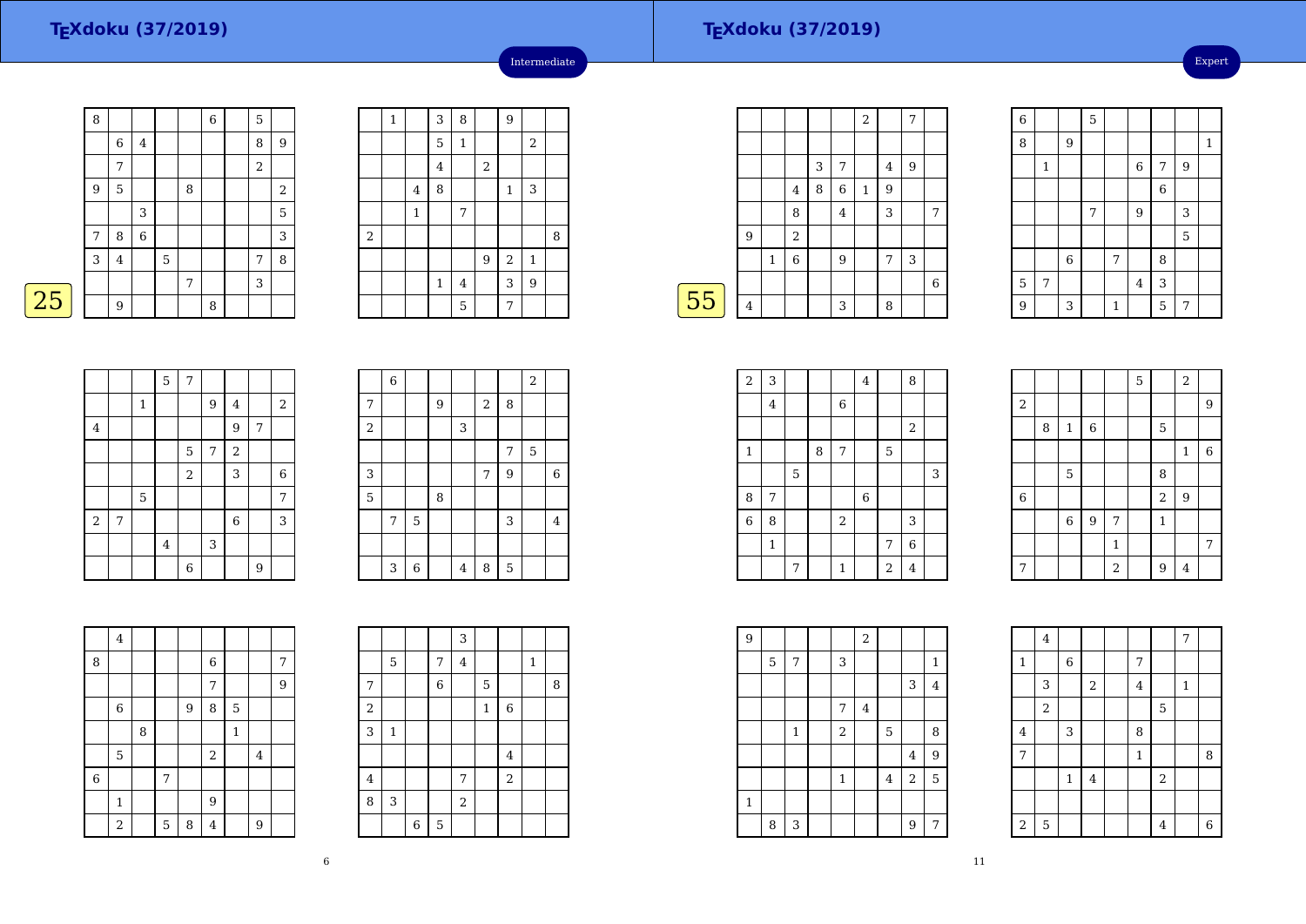# TEXdoku (37/2019)

Intermediate

**25**

|  |  |  |  |  |  |  |  |  |
|---|---|---|---|---|---|---|---|---|
| 8 |  |  |  |  | 6 |  | 5 |  |
|  | 6 | 4 |  |  |  |  | 8 | 9 |
|  | 7 |  |  |  |  |  | 2 |  |
| 9 | 5 |  |  | 8 |  |  |  | 2 |
|  |  | 3 |  |  |  |  |  | 5 |
| 7 | 8 | 6 |  |  |  |  |  | 3 |
| 3 | 4 |  | 5 |  |  |  | 7 | 8 |
|  |  |  |  | 7 |  |  | 3 |  |
|  | 9 |  |  |  | 8 |  |  |  |

|  |  |  |  |  |  |  |  |  |
|---|---|---|---|---|---|---|---|---|
|  | 1 |  | 3 | 8 |  | 9 |  |  |
|  |  |  | 5 | 1 |  |  | 2 |  |
|  |  |  | 4 |  | 2 |  |  |  |
|  |  | 4 | 8 |  |  | 1 | 3 |  |
|  |  | 1 |  | 7 |  |  |  |  |
| 2 |  |  |  |  |  |  |  | 8 |
|  |  |  |  |  | 9 | 2 | 1 |  |
|  |  |  | 1 | 4 |  | 3 | 9 |  |
|  |  |  |  | 5 |  | 7 |  |  |

|  |  |  |  |  |  |  |  |  |
|---|---|---|---|---|---|---|---|---|
|  |  |  | 5 | 7 |  |  |  |  |
|  |  | 1 |  |  | 9 | 4 |  | 2 |
| 4 |  |  |  |  |  |  | 9 | 7 |
|  |  |  |  | 5 | 7 | 2 |  |  |
|  |  |  |  | 2 |  | 3 |  | 6 |
|  |  | 5 |  |  |  |  |  | 7 |
| 2 | 7 |  |  |  |  | 6 |  | 3 |
|  |  |  | 4 |  | 3 |  |  |  |
|  |  |  |  | 6 |  |  | 9 |  |

|  |  |  |  |  |  |  |  |  |
|---|---|---|---|---|---|---|---|---|
|  | 6 |  |  |  |  |  | 2 |  |
| 7 |  |  | 9 |  | 2 | 8 |  |  |
| 2 |  |  |  | 3 |  |  |  |  |
|  |  |  |  |  |  | 7 | 5 |  |
| 3 |  |  |  |  | 7 | 9 |  | 6 |
| 5 |  |  | 8 |  |  |  |  |  |
|  | 7 | 5 |  |  |  | 3 |  | 4 |
|  |  |  |  |  |  |  |  |  |
|  | 3 | 6 |  | 4 | 8 | 5 |  |  |

|  |  |  |  |  |  |  |  |  |
|---|---|---|---|---|---|---|---|---|
|  | 4 |  |  |  |  |  |  |  |
| 8 |  |  |  |  | 6 |  |  | 7 |
|  |  |  |  |  | 7 |  |  | 9 |
|  | 6 |  |  | 9 | 8 | 5 |  |  |
|  |  | 8 |  |  |  | 1 |  |  |
|  | 5 |  |  |  | 2 |  | 4 |  |
| 6 |  |  | 7 |  |  |  |  |  |
|  | 1 |  |  |  | 9 |  |  |  |
|  | 2 |  | 5 | 8 | 4 |  | 9 |  |

|  |  |  |  |  |  |  |  |  |
|---|---|---|---|---|---|---|---|---|
|  |  |  |  | 3 |  |  |  |  |
|  | 5 |  | 7 | 4 |  |  | 1 |  |
| 7 |  |  | 6 |  | 5 |  |  | 8 |
| 2 |  |  |  |  | 1 | 6 |  |  |
| 3 | 1 |  |  |  |  |  |  |  |
|  |  |  |  |  |  | 4 |  |  |
| 4 |  |  |  | 7 |  | 2 |  |  |
| 8 | 3 |  |  | 2 |  |  |  |  |
|  |  | 6 | 5 |  |  |  |  |  |

# TEXdoku (37/2019)

Expert

**55**

|  |  |  |  |  |  |  |  |  |
|---|---|---|---|---|---|---|---|---|
|  |  |  |  |  | 2 |  | 7 |  |
|  |  |  |  |  |  |  |  |  |
|  |  |  | 3 | 7 |  | 4 | 9 |  |
|  |  | 4 | 8 | 6 | 1 | 9 |  |  |
|  |  | 8 |  | 4 |  | 3 |  | 7 |
| 9 |  | 2 |  |  |  |  |  |  |
|  | 1 | 6 |  | 9 |  | 7 | 3 |  |
|  |  |  |  |  |  |  |  | 6 |
| 4 |  |  |  | 3 |  | 8 |  |  |

|  |  |  |  |  |  |  |  |  |
|---|---|---|---|---|---|---|---|---|
| 6 |  |  | 5 |  |  |  |  |  |
| 8 |  | 9 |  |  |  |  |  | 1 |
|  | 1 |  |  |  | 6 | 7 | 9 |  |
|  |  |  |  |  |  | 6 |  |  |
|  |  |  | 7 |  | 9 |  | 3 |  |
|  |  |  |  |  |  |  | 5 |  |
|  |  | 6 |  | 7 |  | 8 |  |  |
| 5 | 7 |  |  |  | 4 | 3 |  |  |
| 9 |  | 3 |  | 1 |  | 5 | 7 |  |

|  |  |  |  |  |  |  |  |  |
|---|---|---|---|---|---|---|---|---|
| 2 | 3 |  |  |  | 4 |  | 8 |  |
|  | 4 |  |  | 6 |  |  |  |  |
|  |  |  |  |  |  |  | 2 |  |
| 1 |  |  | 8 | 7 |  | 5 |  |  |
|  |  | 5 |  |  |  |  |  | 3 |
| 8 | 7 |  |  |  | 6 |  |  |  |
| 6 | 8 |  |  | 2 |  |  | 3 |  |
|  | 1 |  |  |  |  | 7 | 6 |  |
|  |  | 7 |  | 1 |  | 2 | 4 |  |

|  |  |  |  |  |  |  |  |  |
|---|---|---|---|---|---|---|---|---|
|  |  |  |  |  | 5 |  | 2 |  |
| 2 |  |  |  |  |  |  |  | 9 |
|  | 8 | 1 | 6 |  |  | 5 |  |  |
|  |  |  |  |  |  |  | 1 | 6 |
|  |  | 5 |  |  |  | 8 |  |  |
| 6 |  |  |  |  |  | 2 | 9 |  |
|  |  | 6 | 9 | 7 |  | 1 |  |  |
|  |  |  |  | 1 |  |  |  | 7 |
| 7 |  |  |  | 2 |  | 9 | 4 |  |

|  |  |  |  |  |  |  |  |  |
|---|---|---|---|---|---|---|---|---|
| 9 |  |  |  |  | 2 |  |  |  |
|  | 5 | 7 |  | 3 |  |  |  | 1 |
|  |  |  |  |  |  |  | 3 | 4 |
|  |  |  |  | 7 | 4 |  |  |  |
|  |  | 1 |  | 2 |  | 5 |  | 8 |
|  |  |  |  |  |  |  | 4 | 9 |
|  |  |  |  | 1 |  | 4 | 2 | 5 |
| 1 |  |  |  |  |  |  |  |  |
|  | 8 | 3 |  |  |  |  | 9 | 7 |

|  |  |  |  |  |  |  |  |  |
|---|---|---|---|---|---|---|---|---|
|  | 4 |  |  |  |  |  | 7 |  |
| 1 |  | 6 |  |  | 7 |  |  |  |
|  | 3 |  | 2 |  | 4 |  | 1 |  |
|  | 2 |  |  |  |  | 5 |  |  |
| 4 |  | 3 |  |  | 8 |  |  |  |
| 7 |  |  |  |  | 1 |  |  | 8 |
|  |  | 1 | 4 |  |  | 2 |  |  |
|  |  |  |  |  |  |  |  |  |
| 2 | 5 |  |  |  |  | 4 |  | 6 |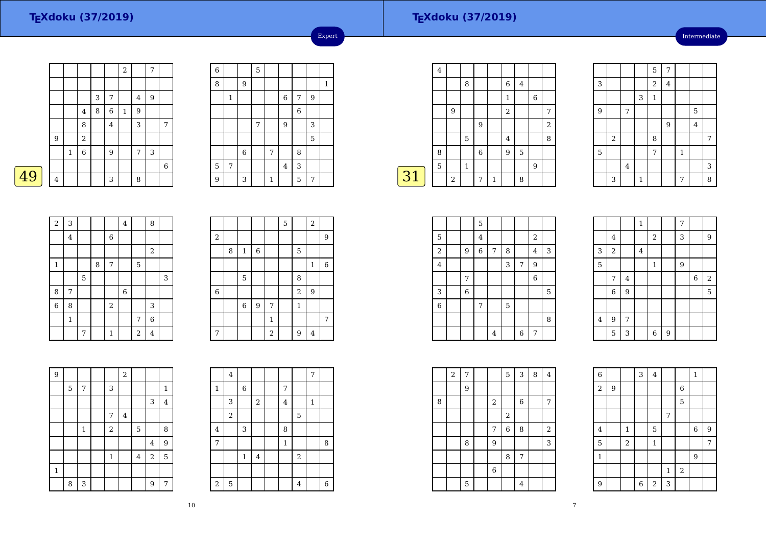# TEXdoku (37/2019)

Expert

49

| | | | | | | | | |
|---|---|---|---|---|---|---|---|---|
| | | | | | 2 | | 7 | |
| | | | | | | | | |
| | | | 3 | 7 | | 4 | 9 | |
| | | 4 | 8 | 6 | 1 | 9 | | |
| | | 8 | | 4 | | 3 | | 7 |
| 9 | | 2 | | | | | | |
| | 1 | 6 | | 9 | | 7 | 3 | |
| | | | | | | | | 6 |
| 4 | | | | 3 | | 8 | | |

| | | | | | | | | |
|---|---|---|---|---|---|---|---|---|
| 6 | | | 5 | | | | | |
| 8 | | 9 | | | | | | 1 |
| | 1 | | | | 6 | 7 | 9 | |
| | | | | | | 6 | | |
| | | | 7 | | 9 | | 3 | |
| | | | | | | | 5 | |
| | | 6 | | 7 | | 8 | | |
| 5 | 7 | | | | 4 | 3 | | |
| 9 | | 3 | | 1 | | 5 | 7 | |

| | | | | | | | | |
|---|---|---|---|---|---|---|---|---|
| 2 | 3 | | | | 4 | | 8 | |
| | 4 | | | 6 | | | | |
| | | | | | | | 2 | |
| 1 | | | 8 | 7 | | 5 | | |
| | | 5 | | | | | | 3 |
| 8 | 7 | | | | 6 | | | |
| 6 | 8 | | | 2 | | | 3 | |
| | 1 | | | | | 7 | 6 | |
| | | 7 | | 1 | | 2 | 4 | |

| | | | | | | | | |
|---|---|---|---|---|---|---|---|---|
| | | | | | 5 | | 2 | |
| 2 | | | | | | | | 9 |
| | 8 | 1 | 6 | | | 5 | | |
| | | | | | | | 1 | 6 |
| | | 5 | | | | 8 | | |
| 6 | | | | | | 2 | 9 | |
| | | 6 | 9 | 7 | | 1 | | |
| | | | | 1 | | | | 7 |
| 7 | | | | 2 | | 9 | 4 | |

| | | | | | | | | |
|---|---|---|---|---|---|---|---|---|
| 9 | | | | | 2 | | | |
| | 5 | 7 | | 3 | | | | 1 |
| | | | | | | | 3 | 4 |
| | | | | 7 | 4 | | | |
| | | 1 | | 2 | | 5 | | 8 |
| | | | | | | | 4 | 9 |
| | | | | 1 | | 4 | 2 | 5 |
| 1 | | | | | | | | |
| | 8 | 3 | | | | | 9 | 7 |

| | | | | | | | | |
|---|---|---|---|---|---|---|---|---|
| | 4 | | | | | | 7 | |
| 1 | | 6 | | | 7 | | | |
| | 3 | | 2 | | 4 | | 1 | |
| | 2 | | | | | 5 | | |
| 4 | | 3 | | | 8 | | | |
| 7 | | | | | 1 | | | 8 |
| | | 1 | 4 | | | 2 | | |
| | | | | | | | | |
| 2 | 5 | | | | | 4 | | 6 |

# TEXdoku (37/2019)

Intermediate

31

| | | | | | | | | |
|---|---|---|---|---|---|---|---|---|
| 4 | | | | | | | | |
| | | 8 | | | 6 | 4 | | |
| | | | | | 1 | | 6 | |
| | 9 | | | | 2 | | | 7 |
| | | | 9 | | | | | 2 |
| | | 5 | | | 4 | | | 8 |
| 8 | | | 6 | | 9 | 5 | | |
| 5 | | 1 | | | | | 9 | |
| | 2 | | 7 | 1 | | 8 | | |

| | | | | | | | | |
|---|---|---|---|---|---|---|---|---|
| | | | | 5 | 7 | | | |
| 3 | | | | 2 | 4 | | | |
| | | | 3 | 1 | | | | |
| 9 | | 7 | | | | | 5 | |
| | | | | | 9 | | 4 | |
| | 2 | | | 8 | | | | 7 |
| 5 | | | | 7 | | 1 | | |
| | | 4 | | | | | | 3 |
| | 3 | | 1 | | | 7 | | 8 |

| | | | | | | | | |
|---|---|---|---|---|---|---|---|---|
| | | | 5 | | | | | |
| 5 | | | 4 | | | | 2 | |
| 2 | | 9 | 6 | 7 | 8 | | 4 | 3 |
| 4 | | | | | 3 | 7 | 9 | |
| | | 7 | | | | | 6 | |
| 3 | | 6 | | | | | | 5 |
| 6 | | | 7 | | 5 | | | |
| | | | | | | | | 8 |
| | | | | 4 | | 6 | 7 | |

| | | | | | | | | |
|---|---|---|---|---|---|---|---|---|
| | | | 1 | | | 7 | | |
| | 4 | | | 2 | | 3 | | 9 |
| 3 | 2 | | 4 | | | | | |
| 5 | | | | 1 | | 9 | | |
| | 7 | 4 | | | | | 6 | 2 |
| | 6 | 9 | | | | | | 5 |
| | | | | | | | | |
| 4 | 9 | 7 | | | | | | |
| | 5 | 3 | | 6 | 9 | | | |

| | | | | | | | | |
|---|---|---|---|---|---|---|---|---|
| | 2 | 7 | | | 5 | 3 | 8 | 4 |
| | | 9 | | | | | | |
| 8 | | | | 2 | | 6 | | 7 |
| | | | | | 2 | | | |
| | | | | 7 | 6 | 8 | | 2 |
| | | 8 | | 9 | | | | 3 |
| | | | | | 8 | 7 | | |
| | | | | 6 | | | | |
| | | 5 | | | | 4 | | |

| | | | | | | | | |
|---|---|---|---|---|---|---|---|---|
| 6 | | | 3 | 4 | | | 1 | |
| 2 | 9 | | | | | 6 | | |
| | | | | | | 5 | | |
| | | | | | 7 | | | |
| 4 | | 1 | | 5 | | | 6 | 9 |
| 5 | | 2 | | 1 | | | | 7 |
| 1 | | | | | | | 9 | |
| | | | | | 1 | 2 | | |
| 9 | | | 6 | 2 | 3 | | | |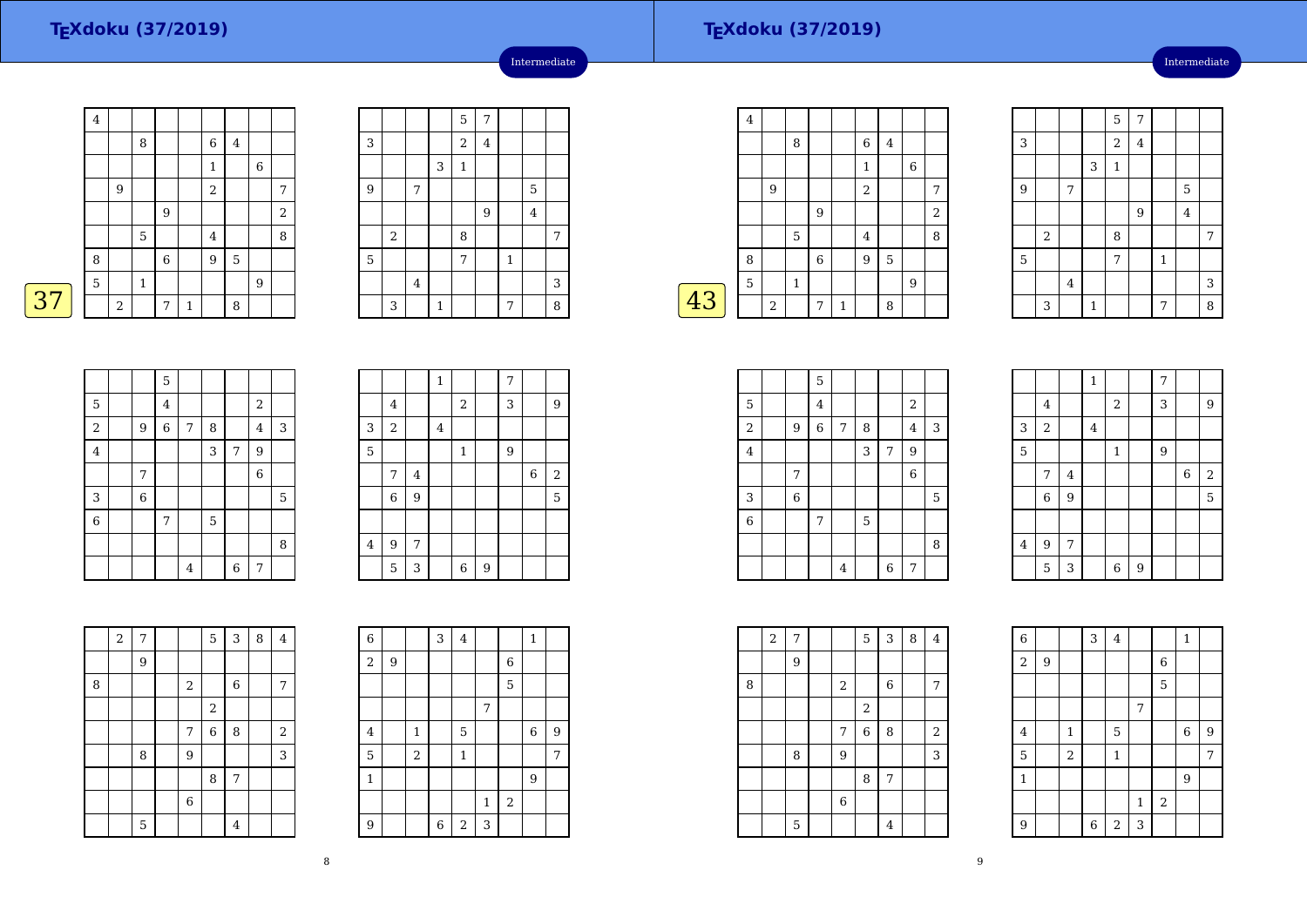## TEXdoku (37/2019)

Intermediate

37

| | | | | | | | | |
|---|---|---|---|---|---|---|---|---|
| 4 | | | | | | | | |
| | | 8 | | | 6 | 4 | | |
| | | | | | 1 | | 6 | |
| | 9 | | | | 2 | | | 7 |
| | | | 9 | | | | | 2 |
| | | 5 | | | 4 | | | 8 |
| 8 | | | 6 | | 9 | 5 | | |
| 5 | | 1 | | | | | 9 | |
| | 2 | | 7 | 1 | | 8 | | |

| | | | | | | | | |
|---|---|---|---|---|---|---|---|---|
| | | | | 5 | 7 | | | |
| 3 | | | | 2 | 4 | | | |
| | | | 3 | 1 | | | | |
| 9 | | 7 | | | | | 5 | |
| | | | | | 9 | | 4 | |
| | 2 | | | 8 | | | | 7 |
| 5 | | | | 7 | | 1 | | |
| | | 4 | | | | | | 3 |
| | 3 | | 1 | | | 7 | | 8 |

| | | | | | | | | |
|---|---|---|---|---|---|---|---|---|
| | | | 5 | | | | | |
| 5 | | | 4 | | | | 2 | |
| 2 | | 9 | 6 | 7 | 8 | | 4 | 3 |
| 4 | | | | | 3 | 7 | 9 | |
| | | 7 | | | | | 6 | |
| 3 | | 6 | | | | | | 5 |
| 6 | | | 7 | | 5 | | | |
| | | | | | | | | 8 |
| | | | | 4 | | 6 | 7 | |

| | | | | | | | | |
|---|---|---|---|---|---|---|---|---|
| | | | 1 | | | 7 | | |
| | 4 | | | 2 | | 3 | | 9 |
| 3 | 2 | | 4 | | | | | |
| 5 | | | | 1 | | 9 | | |
| | 7 | 4 | | | | | 6 | 2 |
| | 6 | 9 | | | | | | 5 |
| | | | | | | | | |
| 4 | 9 | 7 | | | | | | |
| | 5 | 3 | | 6 | 9 | | | |

| | | | | | | | | |
|---|---|---|---|---|---|---|---|---|
| | 2 | 7 | | | 5 | 3 | 8 | 4 |
| | | 9 | | | | | | |
| 8 | | | | 2 | | 6 | | 7 |
| | | | | | 2 | | | |
| | | | | 7 | 6 | 8 | | 2 |
| | | 8 | | 9 | | | | 3 |
| | | | | | 8 | 7 | | |
| | | | | 6 | | | | |
| | | 5 | | | | 4 | | |

| | | | | | | | | |
|---|---|---|---|---|---|---|---|---|
| 6 | | | 3 | 4 | | | 1 | |
| 2 | 9 | | | | | 6 | | |
| | | | | | | 5 | | |
| | | | | | 7 | | | |
| 4 | | 1 | | 5 | | | 6 | 9 |
| 5 | | 2 | | 1 | | | | 7 |
| 1 | | | | | | | 9 | |
| | | | | | 1 | 2 | | |
| 9 | | | 6 | 2 | 3 | | | |

## TEXdoku (37/2019)

Intermediate

43

| | | | | | | | | |
|---|---|---|---|---|---|---|---|---|
| 4 | | | | | | | | |
| | | 8 | | | 6 | 4 | | |
| | | | | | 1 | | 6 | |
| | 9 | | | | 2 | | | 7 |
| | | | 9 | | | | | 2 |
| | | 5 | | | 4 | | | 8 |
| 8 | | | 6 | | 9 | 5 | | |
| 5 | | 1 | | | | | 9 | |
| | 2 | | 7 | 1 | | 8 | | |

| | | | | | | | | |
|---|---|---|---|---|---|---|---|---|
| | | | | 5 | 7 | | | |
| 3 | | | | 2 | 4 | | | |
| | | | 3 | 1 | | | | |
| 9 | | 7 | | | | | 5 | |
| | | | | | 9 | | 4 | |
| | 2 | | | 8 | | | | 7 |
| 5 | | | | 7 | | 1 | | |
| | | 4 | | | | | | 3 |
| | 3 | | 1 | | | 7 | | 8 |

| | | | | | | | | |
|---|---|---|---|---|---|---|---|---|
| | | | 5 | | | | | |
| 5 | | | 4 | | | | 2 | |
| 2 | | 9 | 6 | 7 | 8 | | 4 | 3 |
| 4 | | | | | 3 | 7 | 9 | |
| | | 7 | | | | | 6 | |
| 3 | | 6 | | | | | | 5 |
| 6 | | | 7 | | 5 | | | |
| | | | | | | | | 8 |
| | | | | 4 | | 6 | 7 | |

| | | | | | | | | |
|---|---|---|---|---|---|---|---|---|
| | | | 1 | | | 7 | | |
| | 4 | | | 2 | | 3 | | 9 |
| 3 | 2 | | 4 | | | | | |
| 5 | | | | 1 | | 9 | | |
| | 7 | 4 | | | | | 6 | 2 |
| | 6 | 9 | | | | | | 5 |
| | | | | | | | | |
| 4 | 9 | 7 | | | | | | |
| | 5 | 3 | | 6 | 9 | | | |

| | | | | | | | | |
|---|---|---|---|---|---|---|---|---|
| | 2 | 7 | | | 5 | 3 | 8 | 4 |
| | | 9 | | | | | | |
| 8 | | | | 2 | | 6 | | 7 |
| | | | | | 2 | | | |
| | | | | 7 | 6 | 8 | | 2 |
| | | 8 | | 9 | | | | 3 |
| | | | | | 8 | 7 | | |
| | | | | 6 | | | | |
| | | 5 | | | | 4 | | |

| | | | | | | | | |
|---|---|---|---|---|---|---|---|---|
| 6 | | | 3 | 4 | | | 1 | |
| 2 | 9 | | | | | 6 | | |
| | | | | | | 5 | | |
| | | | | | 7 | | | |
| 4 | | 1 | | 5 | | | 6 | 9 |
| 5 | | 2 | | 1 | | | | 7 |
| 1 | | | | | | | 9 | |
| | | | | | 1 | 2 | | |
| 9 | | | 6 | 2 | 3 | | | |